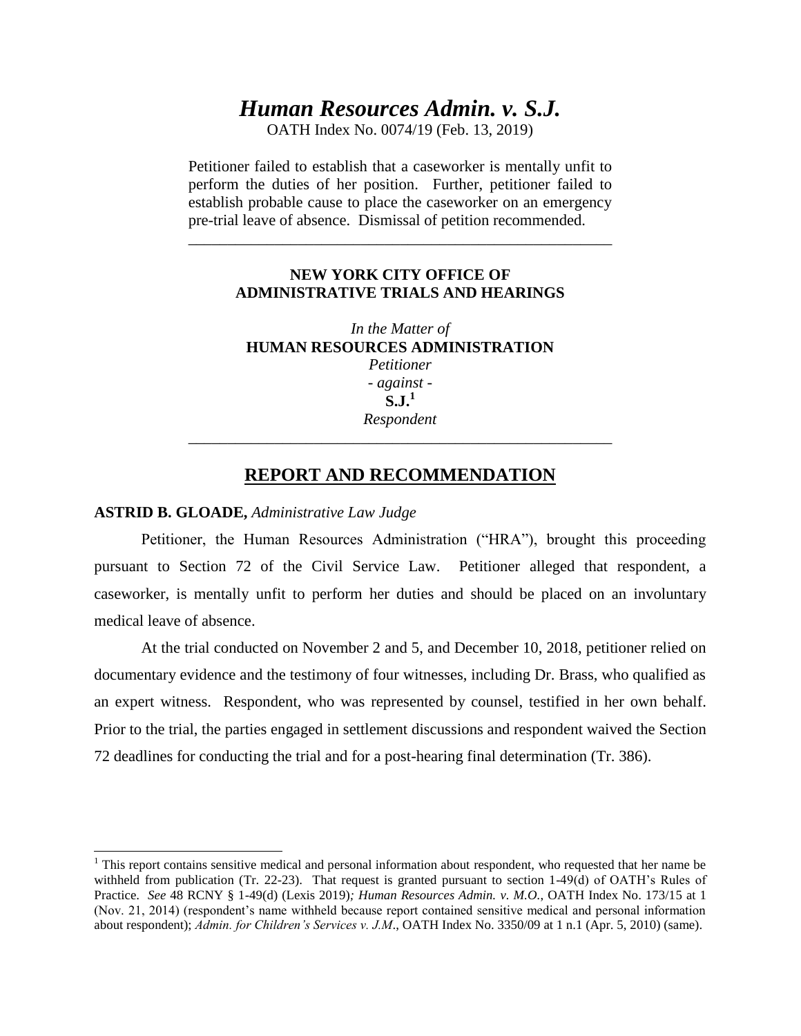# *Human Resources Admin. v. S.J.*

OATH Index No. 0074/19 (Feb. 13, 2019)

Petitioner failed to establish that a caseworker is mentally unfit to perform the duties of her position. Further, petitioner failed to establish probable cause to place the caseworker on an emergency pre-trial leave of absence. Dismissal of petition recommended.

---

**NEW YORK CITY OFFICE OF ADMINISTRATIVE TRIALS AND HEARINGS**

*In the Matter of*
**HUMAN RESOURCES ADMINISTRATION**
*Petitioner*
*- against -*
**S.J.**[1]
*Respondent*

---

## REPORT AND RECOMMENDATION

**ASTRID B. GLOADE,** *Administrative Law Judge*

Petitioner, the Human Resources Administration ("HRA"), brought this proceeding pursuant to Section 72 of the Civil Service Law. Petitioner alleged that respondent, a caseworker, is mentally unfit to perform her duties and should be placed on an involuntary medical leave of absence.

At the trial conducted on November 2 and 5, and December 10, 2018, petitioner relied on documentary evidence and the testimony of four witnesses, including Dr. Brass, who qualified as an expert witness. Respondent, who was represented by counsel, testified in her own behalf. Prior to the trial, the parties engaged in settlement discussions and respondent waived the Section 72 deadlines for conducting the trial and for a post-hearing final determination (Tr. 386).

---

[1] This report contains sensitive medical and personal information about respondent, who requested that her name be withheld from publication (Tr. 22-23). That request is granted pursuant to section 1-49(d) of OATH's Rules of Practice. *See* 48 RCNY § 1-49(d) (Lexis 2019)*; Human Resources Admin. v. M.O.*, OATH Index No. 173/15 at 1 (Nov. 21, 2014) (respondent's name withheld because report contained sensitive medical and personal information about respondent); *Admin. for Children's Services v. J.M*., OATH Index No. 3350/09 at 1 n.1 (Apr. 5, 2010) (same).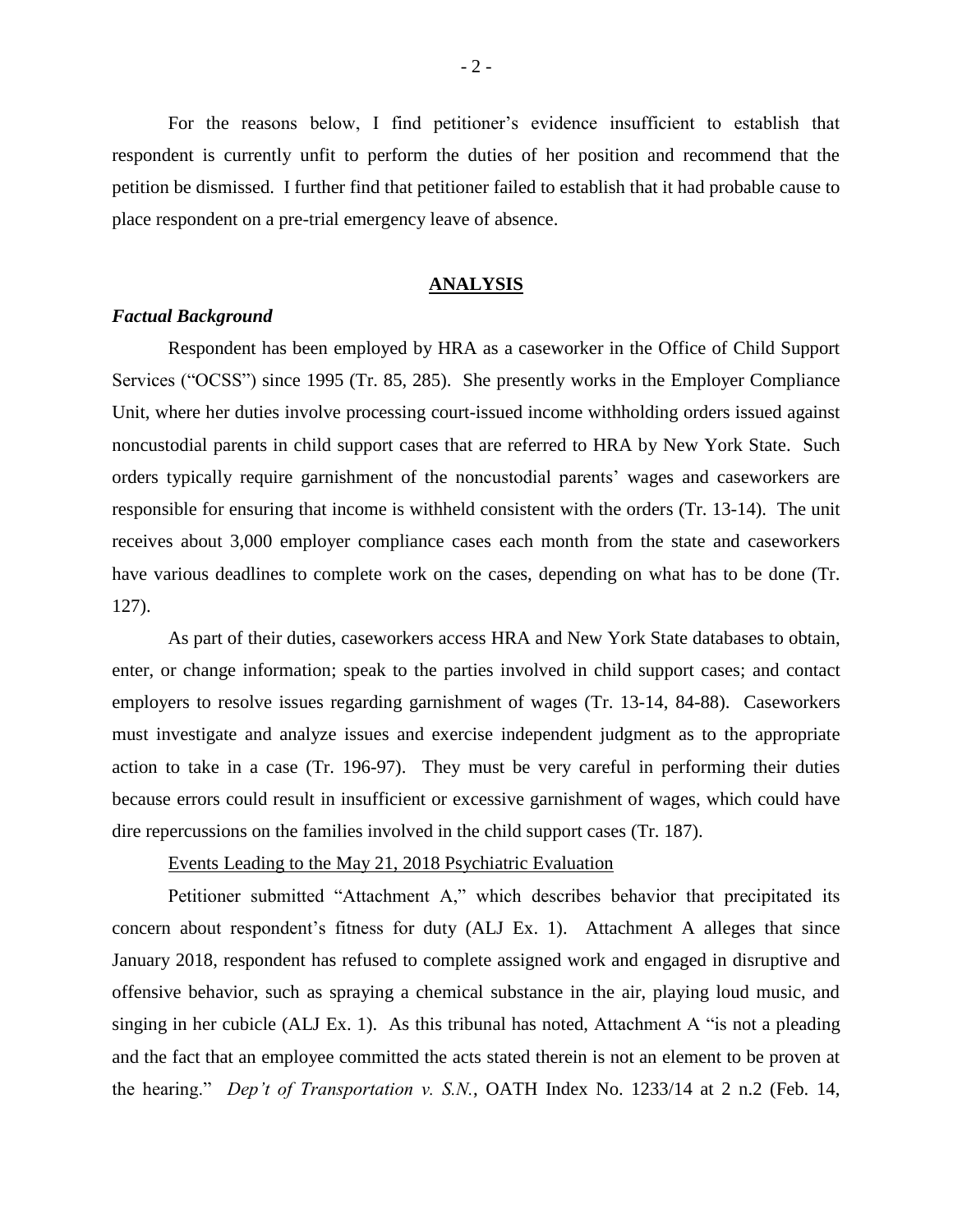For the reasons below, I find petitioner's evidence insufficient to establish that respondent is currently unfit to perform the duties of her position and recommend that the petition be dismissed. I further find that petitioner failed to establish that it had probable cause to place respondent on a pre-trial emergency leave of absence.

## ANALYSIS

### *Factual Background*

Respondent has been employed by HRA as a caseworker in the Office of Child Support Services ("OCSS") since 1995 (Tr. 85, 285). She presently works in the Employer Compliance Unit, where her duties involve processing court-issued income withholding orders issued against noncustodial parents in child support cases that are referred to HRA by New York State. Such orders typically require garnishment of the noncustodial parents' wages and caseworkers are responsible for ensuring that income is withheld consistent with the orders (Tr. 13-14). The unit receives about 3,000 employer compliance cases each month from the state and caseworkers have various deadlines to complete work on the cases, depending on what has to be done (Tr. 127).

As part of their duties, caseworkers access HRA and New York State databases to obtain, enter, or change information; speak to the parties involved in child support cases; and contact employers to resolve issues regarding garnishment of wages (Tr. 13-14, 84-88). Caseworkers must investigate and analyze issues and exercise independent judgment as to the appropriate action to take in a case (Tr. 196-97). They must be very careful in performing their duties because errors could result in insufficient or excessive garnishment of wages, which could have dire repercussions on the families involved in the child support cases (Tr. 187).

Events Leading to the May 21, 2018 Psychiatric Evaluation

Petitioner submitted "Attachment A," which describes behavior that precipitated its concern about respondent's fitness for duty (ALJ Ex. 1). Attachment A alleges that since January 2018, respondent has refused to complete assigned work and engaged in disruptive and offensive behavior, such as spraying a chemical substance in the air, playing loud music, and singing in her cubicle (ALJ Ex. 1). As this tribunal has noted, Attachment A "is not a pleading and the fact that an employee committed the acts stated therein is not an element to be proven at the hearing." *Dep't of Transportation v. S.N.*, OATH Index No. 1233/14 at 2 n.2 (Feb. 14,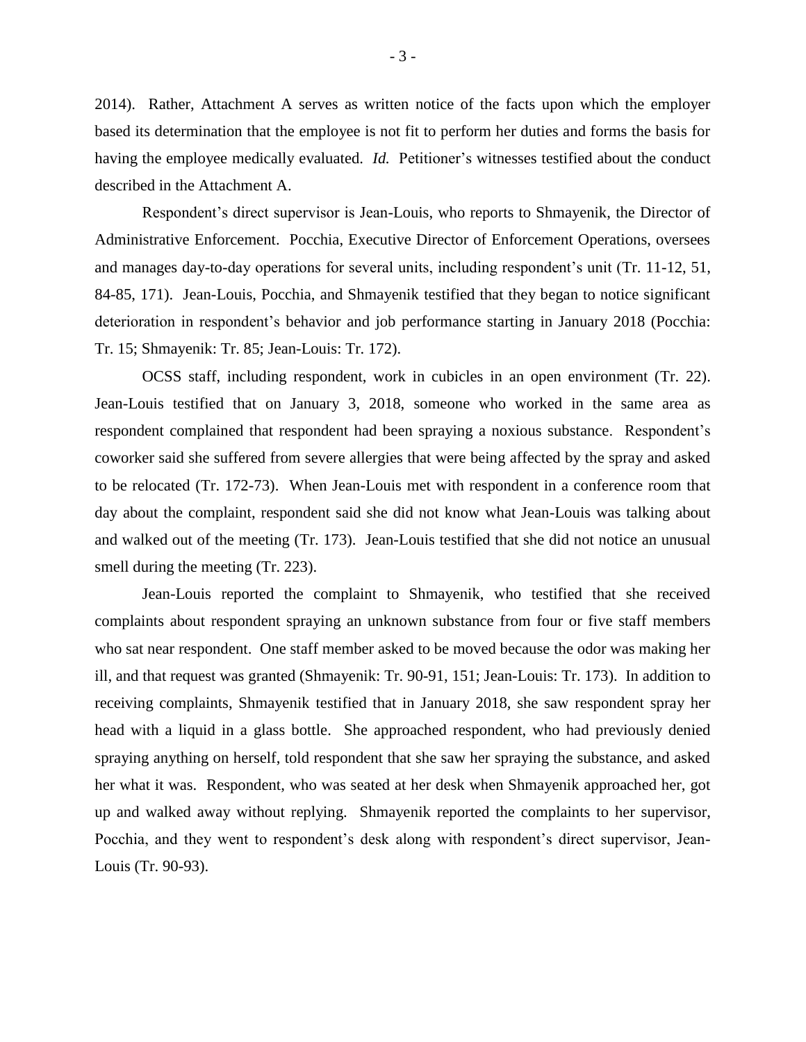2014). Rather, Attachment A serves as written notice of the facts upon which the employer based its determination that the employee is not fit to perform her duties and forms the basis for having the employee medically evaluated. *Id.* Petitioner's witnesses testified about the conduct described in the Attachment A.

Respondent's direct supervisor is Jean-Louis, who reports to Shmayenik, the Director of Administrative Enforcement. Pocchia, Executive Director of Enforcement Operations, oversees and manages day-to-day operations for several units, including respondent's unit (Tr. 11-12, 51, 84-85, 171). Jean-Louis, Pocchia, and Shmayenik testified that they began to notice significant deterioration in respondent's behavior and job performance starting in January 2018 (Pocchia: Tr. 15; Shmayenik: Tr. 85; Jean-Louis: Tr. 172).

OCSS staff, including respondent, work in cubicles in an open environment (Tr. 22). Jean-Louis testified that on January 3, 2018, someone who worked in the same area as respondent complained that respondent had been spraying a noxious substance. Respondent's coworker said she suffered from severe allergies that were being affected by the spray and asked to be relocated (Tr. 172-73). When Jean-Louis met with respondent in a conference room that day about the complaint, respondent said she did not know what Jean-Louis was talking about and walked out of the meeting (Tr. 173). Jean-Louis testified that she did not notice an unusual smell during the meeting (Tr. 223).

Jean-Louis reported the complaint to Shmayenik, who testified that she received complaints about respondent spraying an unknown substance from four or five staff members who sat near respondent. One staff member asked to be moved because the odor was making her ill, and that request was granted (Shmayenik: Tr. 90-91, 151; Jean-Louis: Tr. 173). In addition to receiving complaints, Shmayenik testified that in January 2018, she saw respondent spray her head with a liquid in a glass bottle. She approached respondent, who had previously denied spraying anything on herself, told respondent that she saw her spraying the substance, and asked her what it was. Respondent, who was seated at her desk when Shmayenik approached her, got up and walked away without replying. Shmayenik reported the complaints to her supervisor, Pocchia, and they went to respondent's desk along with respondent's direct supervisor, Jean-Louis (Tr. 90-93).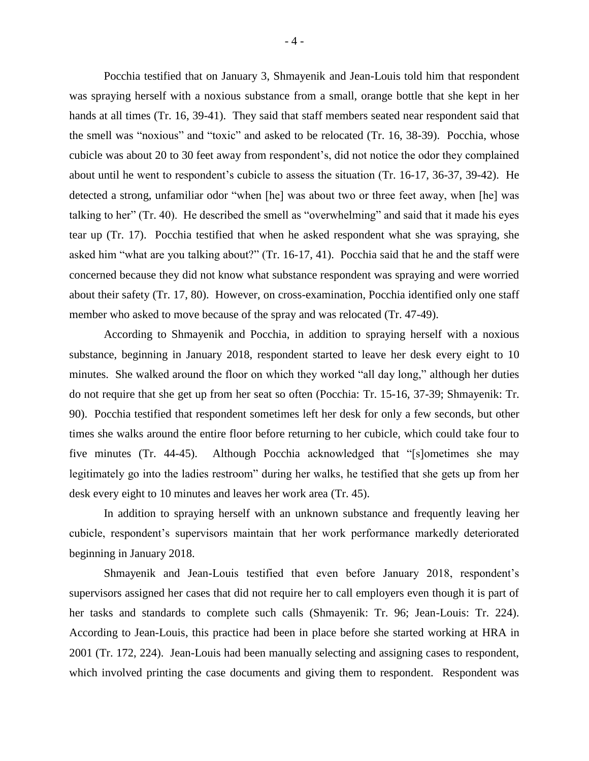Pocchia testified that on January 3, Shmayenik and Jean-Louis told him that respondent was spraying herself with a noxious substance from a small, orange bottle that she kept in her hands at all times (Tr. 16, 39-41). They said that staff members seated near respondent said that the smell was "noxious" and "toxic" and asked to be relocated (Tr. 16, 38-39). Pocchia, whose cubicle was about 20 to 30 feet away from respondent's, did not notice the odor they complained about until he went to respondent's cubicle to assess the situation (Tr. 16-17, 36-37, 39-42). He detected a strong, unfamiliar odor "when [he] was about two or three feet away, when [he] was talking to her" (Tr. 40). He described the smell as "overwhelming" and said that it made his eyes tear up (Tr. 17). Pocchia testified that when he asked respondent what she was spraying, she asked him "what are you talking about?" (Tr. 16-17, 41). Pocchia said that he and the staff were concerned because they did not know what substance respondent was spraying and were worried about their safety (Tr. 17, 80). However, on cross-examination, Pocchia identified only one staff member who asked to move because of the spray and was relocated (Tr. 47-49).

According to Shmayenik and Pocchia, in addition to spraying herself with a noxious substance, beginning in January 2018, respondent started to leave her desk every eight to 10 minutes. She walked around the floor on which they worked "all day long," although her duties do not require that she get up from her seat so often (Pocchia: Tr. 15-16, 37-39; Shmayenik: Tr. 90). Pocchia testified that respondent sometimes left her desk for only a few seconds, but other times she walks around the entire floor before returning to her cubicle, which could take four to five minutes (Tr. 44-45). Although Pocchia acknowledged that "[s]ometimes she may legitimately go into the ladies restroom" during her walks, he testified that she gets up from her desk every eight to 10 minutes and leaves her work area (Tr. 45).

In addition to spraying herself with an unknown substance and frequently leaving her cubicle, respondent's supervisors maintain that her work performance markedly deteriorated beginning in January 2018.

Shmayenik and Jean-Louis testified that even before January 2018, respondent's supervisors assigned her cases that did not require her to call employers even though it is part of her tasks and standards to complete such calls (Shmayenik: Tr. 96; Jean-Louis: Tr. 224). According to Jean-Louis, this practice had been in place before she started working at HRA in 2001 (Tr. 172, 224). Jean-Louis had been manually selecting and assigning cases to respondent, which involved printing the case documents and giving them to respondent. Respondent was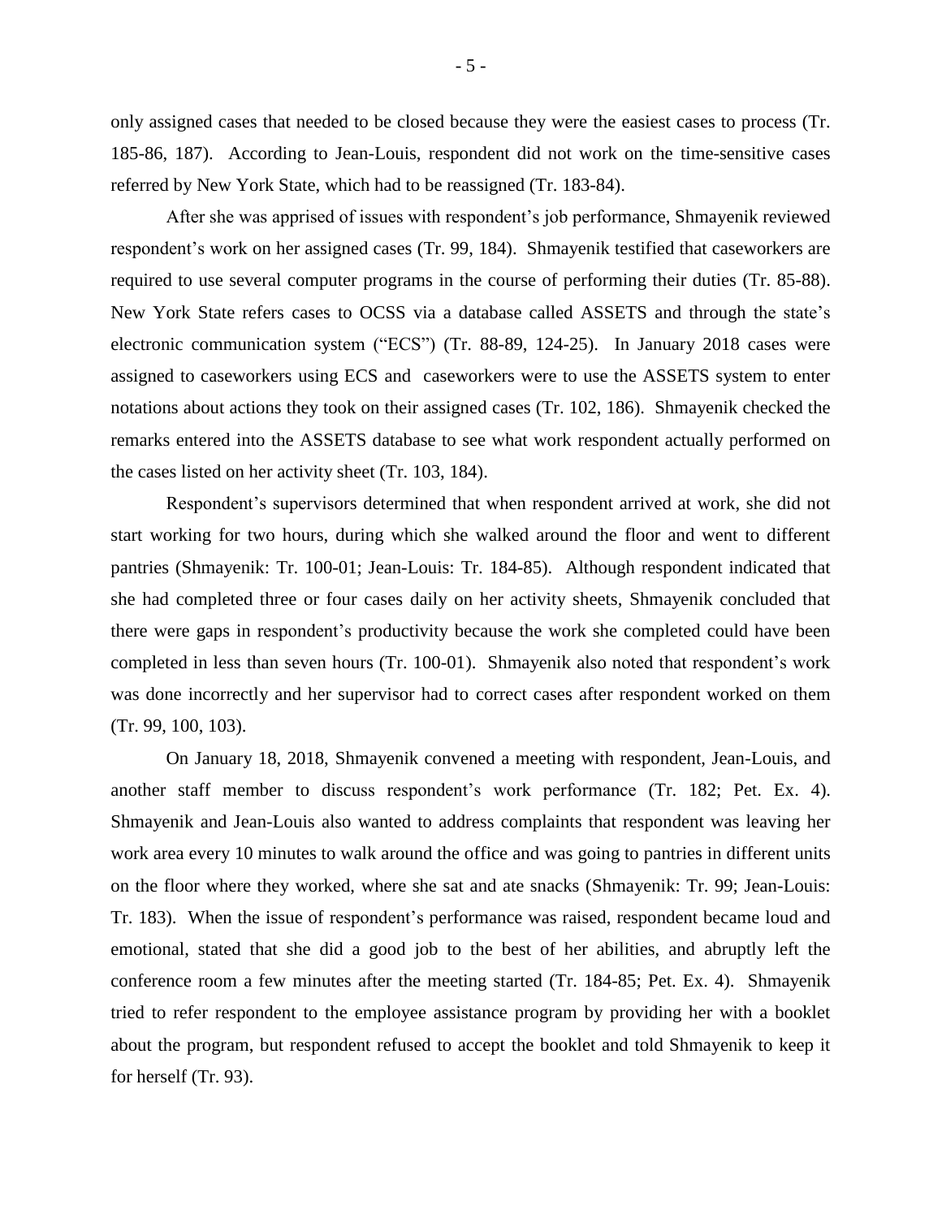only assigned cases that needed to be closed because they were the easiest cases to process (Tr. 185-86, 187). According to Jean-Louis, respondent did not work on the time-sensitive cases referred by New York State, which had to be reassigned (Tr. 183-84).

After she was apprised of issues with respondent's job performance, Shmayenik reviewed respondent's work on her assigned cases (Tr. 99, 184). Shmayenik testified that caseworkers are required to use several computer programs in the course of performing their duties (Tr. 85-88). New York State refers cases to OCSS via a database called ASSETS and through the state's electronic communication system ("ECS") (Tr. 88-89, 124-25). In January 2018 cases were assigned to caseworkers using ECS and caseworkers were to use the ASSETS system to enter notations about actions they took on their assigned cases (Tr. 102, 186). Shmayenik checked the remarks entered into the ASSETS database to see what work respondent actually performed on the cases listed on her activity sheet (Tr. 103, 184).

Respondent's supervisors determined that when respondent arrived at work, she did not start working for two hours, during which she walked around the floor and went to different pantries (Shmayenik: Tr. 100-01; Jean-Louis: Tr. 184-85). Although respondent indicated that she had completed three or four cases daily on her activity sheets, Shmayenik concluded that there were gaps in respondent's productivity because the work she completed could have been completed in less than seven hours (Tr. 100-01). Shmayenik also noted that respondent's work was done incorrectly and her supervisor had to correct cases after respondent worked on them (Tr. 99, 100, 103).

On January 18, 2018, Shmayenik convened a meeting with respondent, Jean-Louis, and another staff member to discuss respondent's work performance (Tr. 182; Pet. Ex. 4). Shmayenik and Jean-Louis also wanted to address complaints that respondent was leaving her work area every 10 minutes to walk around the office and was going to pantries in different units on the floor where they worked, where she sat and ate snacks (Shmayenik: Tr. 99; Jean-Louis: Tr. 183). When the issue of respondent's performance was raised, respondent became loud and emotional, stated that she did a good job to the best of her abilities, and abruptly left the conference room a few minutes after the meeting started (Tr. 184-85; Pet. Ex. 4). Shmayenik tried to refer respondent to the employee assistance program by providing her with a booklet about the program, but respondent refused to accept the booklet and told Shmayenik to keep it for herself (Tr. 93).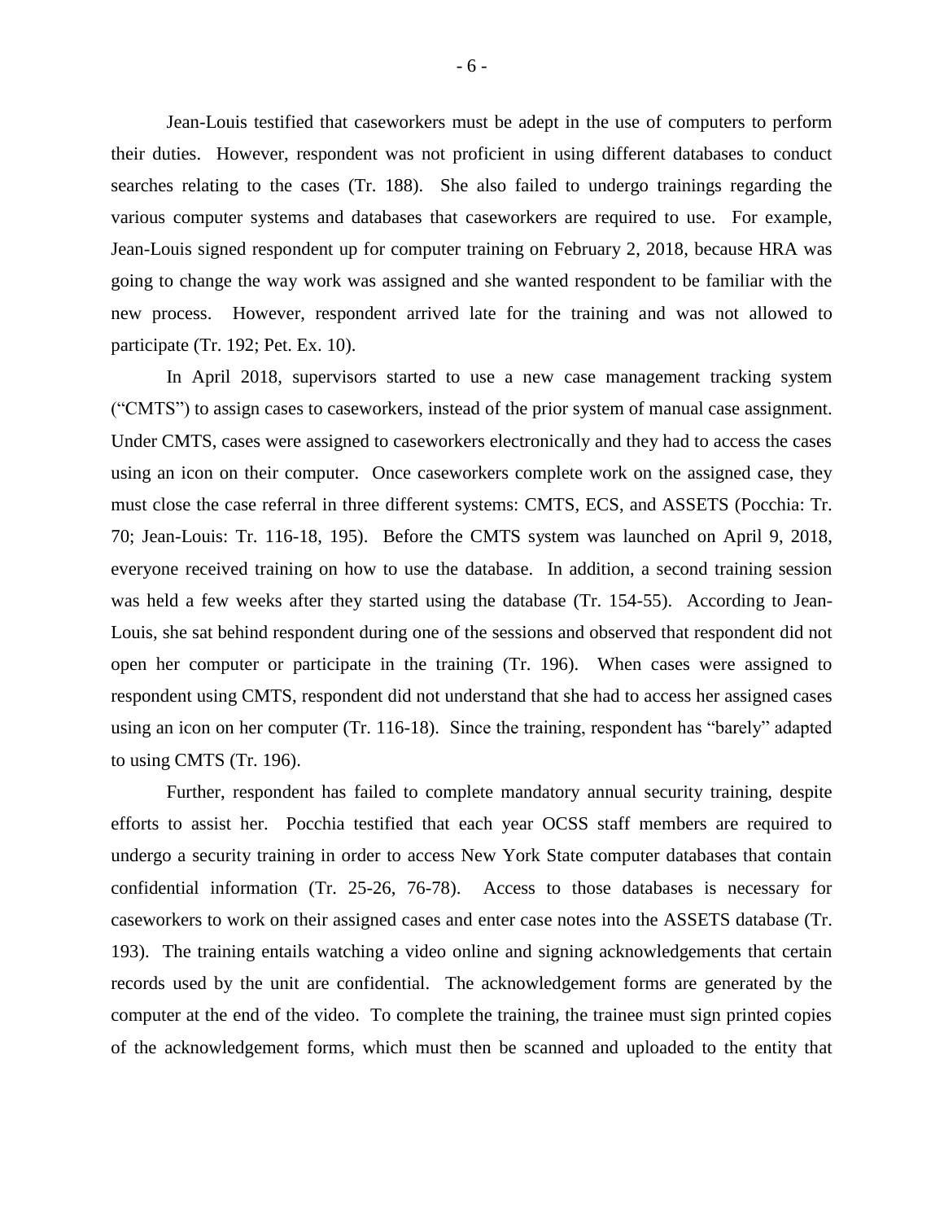Jean-Louis testified that caseworkers must be adept in the use of computers to perform their duties. However, respondent was not proficient in using different databases to conduct searches relating to the cases (Tr. 188). She also failed to undergo trainings regarding the various computer systems and databases that caseworkers are required to use. For example, Jean-Louis signed respondent up for computer training on February 2, 2018, because HRA was going to change the way work was assigned and she wanted respondent to be familiar with the new process. However, respondent arrived late for the training and was not allowed to participate (Tr. 192; Pet. Ex. 10).

In April 2018, supervisors started to use a new case management tracking system ("CMTS") to assign cases to caseworkers, instead of the prior system of manual case assignment. Under CMTS, cases were assigned to caseworkers electronically and they had to access the cases using an icon on their computer. Once caseworkers complete work on the assigned case, they must close the case referral in three different systems: CMTS, ECS, and ASSETS (Pocchia: Tr. 70; Jean-Louis: Tr. 116-18, 195). Before the CMTS system was launched on April 9, 2018, everyone received training on how to use the database. In addition, a second training session was held a few weeks after they started using the database (Tr. 154-55). According to Jean-Louis, she sat behind respondent during one of the sessions and observed that respondent did not open her computer or participate in the training (Tr. 196). When cases were assigned to respondent using CMTS, respondent did not understand that she had to access her assigned cases using an icon on her computer (Tr. 116-18). Since the training, respondent has "barely" adapted to using CMTS (Tr. 196).

Further, respondent has failed to complete mandatory annual security training, despite efforts to assist her. Pocchia testified that each year OCSS staff members are required to undergo a security training in order to access New York State computer databases that contain confidential information (Tr. 25-26, 76-78). Access to those databases is necessary for caseworkers to work on their assigned cases and enter case notes into the ASSETS database (Tr. 193). The training entails watching a video online and signing acknowledgements that certain records used by the unit are confidential. The acknowledgement forms are generated by the computer at the end of the video. To complete the training, the trainee must sign printed copies of the acknowledgement forms, which must then be scanned and uploaded to the entity that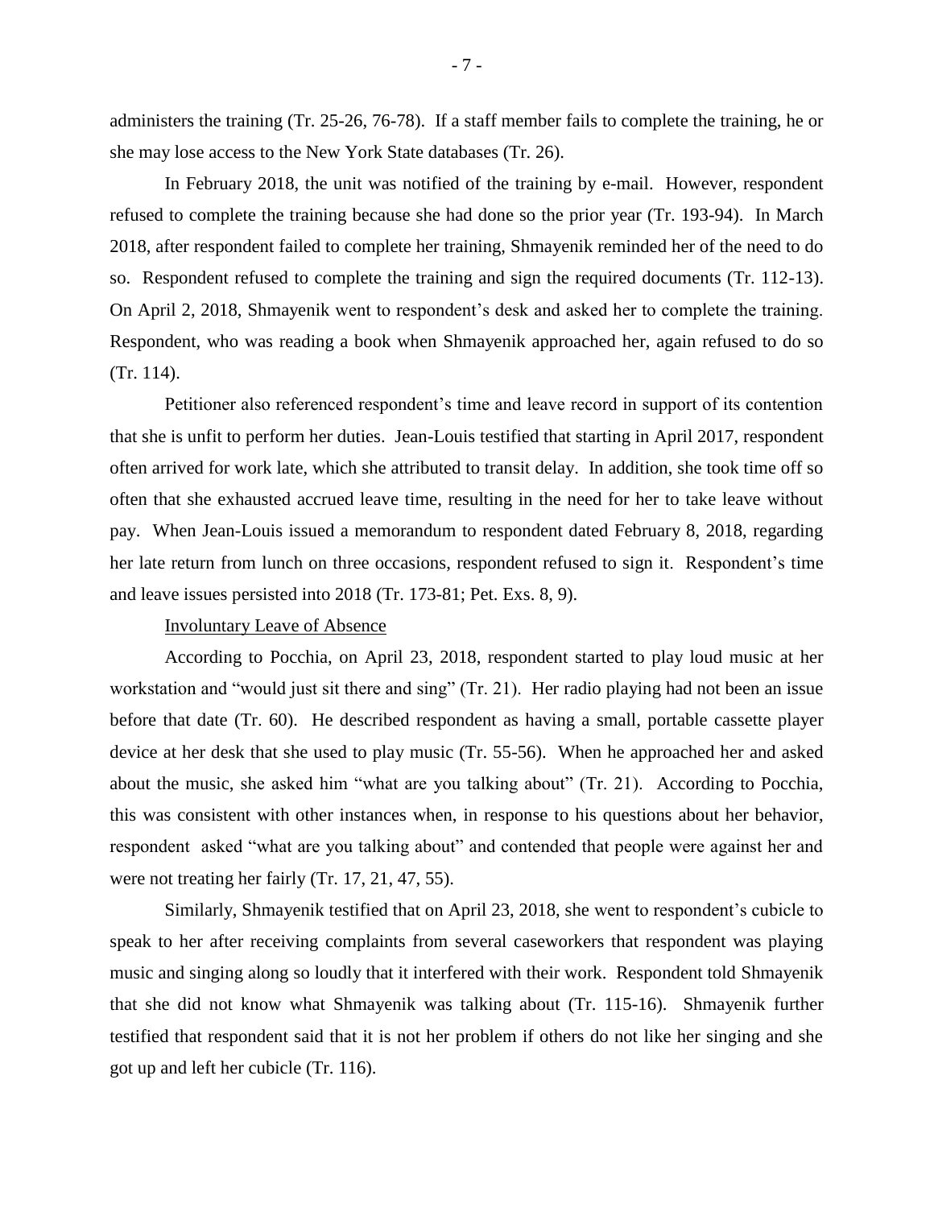administers the training (Tr. 25-26, 76-78). If a staff member fails to complete the training, he or she may lose access to the New York State databases (Tr. 26).

In February 2018, the unit was notified of the training by e-mail. However, respondent refused to complete the training because she had done so the prior year (Tr. 193-94). In March 2018, after respondent failed to complete her training, Shmayenik reminded her of the need to do so. Respondent refused to complete the training and sign the required documents (Tr. 112-13). On April 2, 2018, Shmayenik went to respondent's desk and asked her to complete the training. Respondent, who was reading a book when Shmayenik approached her, again refused to do so (Tr. 114).

Petitioner also referenced respondent's time and leave record in support of its contention that she is unfit to perform her duties. Jean-Louis testified that starting in April 2017, respondent often arrived for work late, which she attributed to transit delay. In addition, she took time off so often that she exhausted accrued leave time, resulting in the need for her to take leave without pay. When Jean-Louis issued a memorandum to respondent dated February 8, 2018, regarding her late return from lunch on three occasions, respondent refused to sign it. Respondent's time and leave issues persisted into 2018 (Tr. 173-81; Pet. Exs. 8, 9).

<u>Involuntary Leave of Absence</u>

According to Pocchia, on April 23, 2018, respondent started to play loud music at her workstation and "would just sit there and sing" (Tr. 21). Her radio playing had not been an issue before that date (Tr. 60). He described respondent as having a small, portable cassette player device at her desk that she used to play music (Tr. 55-56). When he approached her and asked about the music, she asked him "what are you talking about" (Tr. 21). According to Pocchia, this was consistent with other instances when, in response to his questions about her behavior, respondent asked "what are you talking about" and contended that people were against her and were not treating her fairly (Tr. 17, 21, 47, 55).

Similarly, Shmayenik testified that on April 23, 2018, she went to respondent's cubicle to speak to her after receiving complaints from several caseworkers that respondent was playing music and singing along so loudly that it interfered with their work. Respondent told Shmayenik that she did not know what Shmayenik was talking about (Tr. 115-16). Shmayenik further testified that respondent said that it is not her problem if others do not like her singing and she got up and left her cubicle (Tr. 116).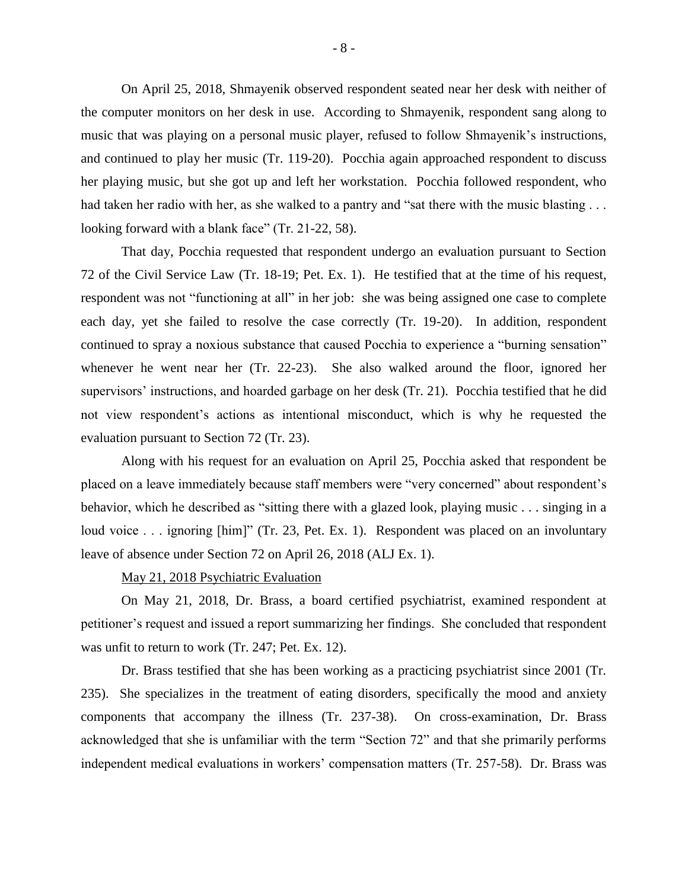On April 25, 2018, Shmayenik observed respondent seated near her desk with neither of the computer monitors on her desk in use. According to Shmayenik, respondent sang along to music that was playing on a personal music player, refused to follow Shmayenik's instructions, and continued to play her music (Tr. 119-20). Pocchia again approached respondent to discuss her playing music, but she got up and left her workstation. Pocchia followed respondent, who had taken her radio with her, as she walked to a pantry and "sat there with the music blasting . . . looking forward with a blank face" (Tr. 21-22, 58).

That day, Pocchia requested that respondent undergo an evaluation pursuant to Section 72 of the Civil Service Law (Tr. 18-19; Pet. Ex. 1). He testified that at the time of his request, respondent was not "functioning at all" in her job: she was being assigned one case to complete each day, yet she failed to resolve the case correctly (Tr. 19-20). In addition, respondent continued to spray a noxious substance that caused Pocchia to experience a "burning sensation" whenever he went near her (Tr. 22-23). She also walked around the floor, ignored her supervisors' instructions, and hoarded garbage on her desk (Tr. 21). Pocchia testified that he did not view respondent's actions as intentional misconduct, which is why he requested the evaluation pursuant to Section 72 (Tr. 23).

Along with his request for an evaluation on April 25, Pocchia asked that respondent be placed on a leave immediately because staff members were "very concerned" about respondent's behavior, which he described as "sitting there with a glazed look, playing music . . . singing in a loud voice . . . ignoring [him]" (Tr. 23, Pet. Ex. 1). Respondent was placed on an involuntary leave of absence under Section 72 on April 26, 2018 (ALJ Ex. 1).

<u>May 21, 2018 Psychiatric Evaluation</u>

On May 21, 2018, Dr. Brass, a board certified psychiatrist, examined respondent at petitioner's request and issued a report summarizing her findings. She concluded that respondent was unfit to return to work (Tr. 247; Pet. Ex. 12).

Dr. Brass testified that she has been working as a practicing psychiatrist since 2001 (Tr. 235). She specializes in the treatment of eating disorders, specifically the mood and anxiety components that accompany the illness (Tr. 237-38). On cross-examination, Dr. Brass acknowledged that she is unfamiliar with the term "Section 72" and that she primarily performs independent medical evaluations in workers' compensation matters (Tr. 257-58). Dr. Brass was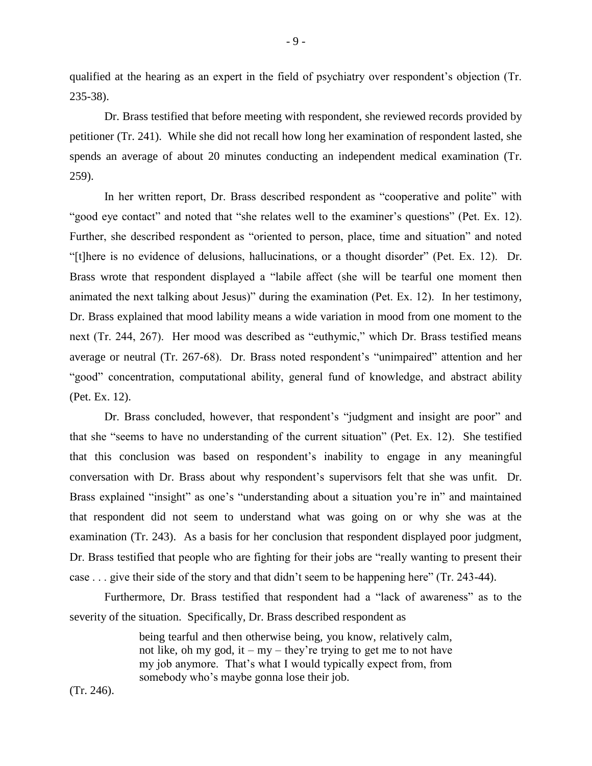qualified at the hearing as an expert in the field of psychiatry over respondent's objection (Tr. 235-38).

Dr. Brass testified that before meeting with respondent, she reviewed records provided by petitioner (Tr. 241). While she did not recall how long her examination of respondent lasted, she spends an average of about 20 minutes conducting an independent medical examination (Tr. 259).

In her written report, Dr. Brass described respondent as "cooperative and polite" with "good eye contact" and noted that "she relates well to the examiner's questions" (Pet. Ex. 12). Further, she described respondent as "oriented to person, place, time and situation" and noted "[t]here is no evidence of delusions, hallucinations, or a thought disorder" (Pet. Ex. 12). Dr. Brass wrote that respondent displayed a "labile affect (she will be tearful one moment then animated the next talking about Jesus)" during the examination (Pet. Ex. 12). In her testimony, Dr. Brass explained that mood lability means a wide variation in mood from one moment to the next (Tr. 244, 267). Her mood was described as "euthymic," which Dr. Brass testified means average or neutral (Tr. 267-68). Dr. Brass noted respondent's "unimpaired" attention and her "good" concentration, computational ability, general fund of knowledge, and abstract ability (Pet. Ex. 12).

Dr. Brass concluded, however, that respondent's "judgment and insight are poor" and that she "seems to have no understanding of the current situation" (Pet. Ex. 12). She testified that this conclusion was based on respondent's inability to engage in any meaningful conversation with Dr. Brass about why respondent's supervisors felt that she was unfit. Dr. Brass explained "insight" as one's "understanding about a situation you're in" and maintained that respondent did not seem to understand what was going on or why she was at the examination (Tr. 243). As a basis for her conclusion that respondent displayed poor judgment, Dr. Brass testified that people who are fighting for their jobs are "really wanting to present their case . . . give their side of the story and that didn't seem to be happening here" (Tr. 243-44).

Furthermore, Dr. Brass testified that respondent had a "lack of awareness" as to the severity of the situation. Specifically, Dr. Brass described respondent as

> being tearful and then otherwise being, you know, relatively calm, not like, oh my god, it – my – they're trying to get me to not have my job anymore. That's what I would typically expect from, from somebody who's maybe gonna lose their job.

(Tr. 246).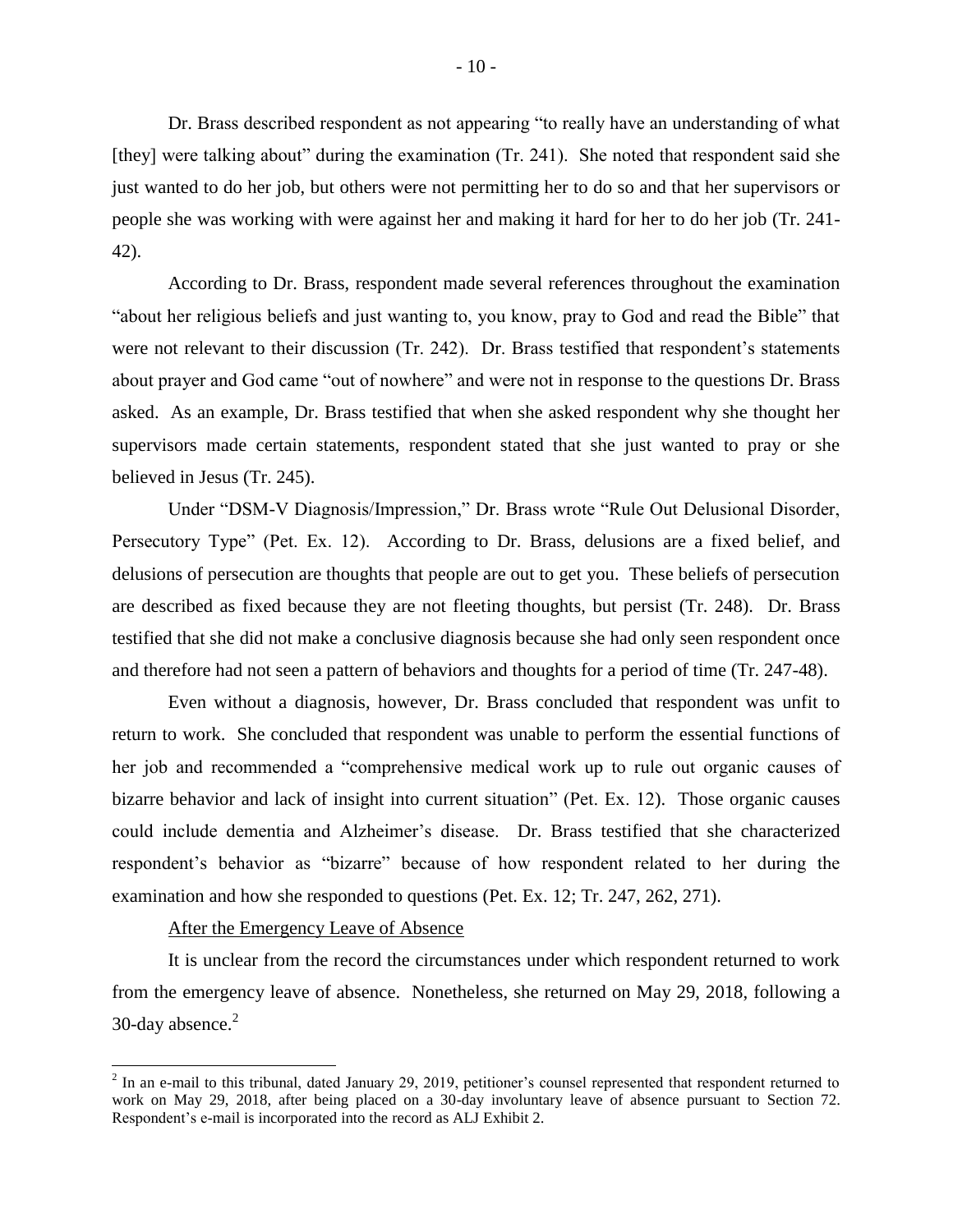Dr. Brass described respondent as not appearing "to really have an understanding of what [they] were talking about" during the examination (Tr. 241). She noted that respondent said she just wanted to do her job, but others were not permitting her to do so and that her supervisors or people she was working with were against her and making it hard for her to do her job (Tr. 241-42).

According to Dr. Brass, respondent made several references throughout the examination "about her religious beliefs and just wanting to, you know, pray to God and read the Bible" that were not relevant to their discussion (Tr. 242). Dr. Brass testified that respondent's statements about prayer and God came "out of nowhere" and were not in response to the questions Dr. Brass asked. As an example, Dr. Brass testified that when she asked respondent why she thought her supervisors made certain statements, respondent stated that she just wanted to pray or she believed in Jesus (Tr. 245).

Under "DSM-V Diagnosis/Impression," Dr. Brass wrote "Rule Out Delusional Disorder, Persecutory Type" (Pet. Ex. 12). According to Dr. Brass, delusions are a fixed belief, and delusions of persecution are thoughts that people are out to get you. These beliefs of persecution are described as fixed because they are not fleeting thoughts, but persist (Tr. 248). Dr. Brass testified that she did not make a conclusive diagnosis because she had only seen respondent once and therefore had not seen a pattern of behaviors and thoughts for a period of time (Tr. 247-48).

Even without a diagnosis, however, Dr. Brass concluded that respondent was unfit to return to work. She concluded that respondent was unable to perform the essential functions of her job and recommended a "comprehensive medical work up to rule out organic causes of bizarre behavior and lack of insight into current situation" (Pet. Ex. 12). Those organic causes could include dementia and Alzheimer's disease. Dr. Brass testified that she characterized respondent's behavior as "bizarre" because of how respondent related to her during the examination and how she responded to questions (Pet. Ex. 12; Tr. 247, 262, 271).

<u>After the Emergency Leave of Absence</u>

It is unclear from the record the circumstances under which respondent returned to work from the emergency leave of absence. Nonetheless, she returned on May 29, 2018, following a 30-day absence.[2]

[2] In an e-mail to this tribunal, dated January 29, 2019, petitioner's counsel represented that respondent returned to work on May 29, 2018, after being placed on a 30-day involuntary leave of absence pursuant to Section 72. Respondent's e-mail is incorporated into the record as ALJ Exhibit 2.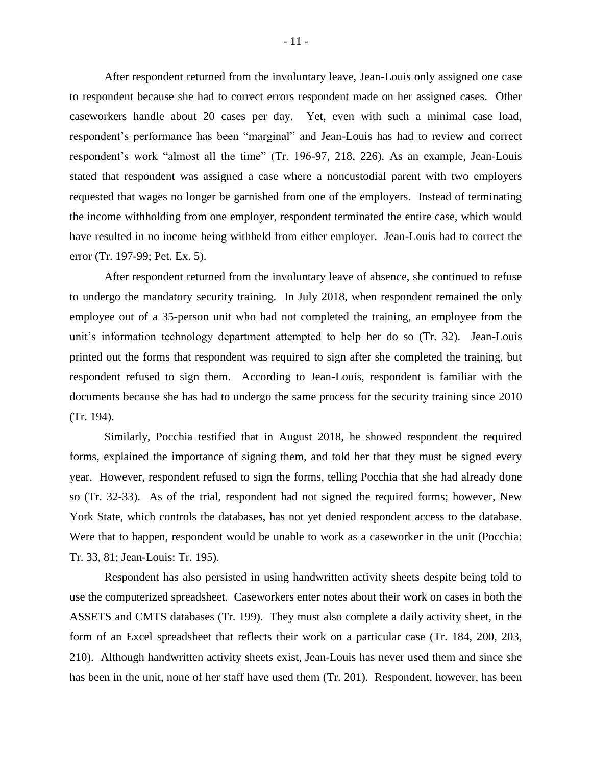After respondent returned from the involuntary leave, Jean-Louis only assigned one case to respondent because she had to correct errors respondent made on her assigned cases. Other caseworkers handle about 20 cases per day. Yet, even with such a minimal case load, respondent's performance has been "marginal" and Jean-Louis has had to review and correct respondent's work "almost all the time" (Tr. 196-97, 218, 226). As an example, Jean-Louis stated that respondent was assigned a case where a noncustodial parent with two employers requested that wages no longer be garnished from one of the employers. Instead of terminating the income withholding from one employer, respondent terminated the entire case, which would have resulted in no income being withheld from either employer. Jean-Louis had to correct the error (Tr. 197-99; Pet. Ex. 5).

After respondent returned from the involuntary leave of absence, she continued to refuse to undergo the mandatory security training. In July 2018, when respondent remained the only employee out of a 35-person unit who had not completed the training, an employee from the unit's information technology department attempted to help her do so (Tr. 32). Jean-Louis printed out the forms that respondent was required to sign after she completed the training, but respondent refused to sign them. According to Jean-Louis, respondent is familiar with the documents because she has had to undergo the same process for the security training since 2010 (Tr. 194).

Similarly, Pocchia testified that in August 2018, he showed respondent the required forms, explained the importance of signing them, and told her that they must be signed every year. However, respondent refused to sign the forms, telling Pocchia that she had already done so (Tr. 32-33). As of the trial, respondent had not signed the required forms; however, New York State, which controls the databases, has not yet denied respondent access to the database. Were that to happen, respondent would be unable to work as a caseworker in the unit (Pocchia: Tr. 33, 81; Jean-Louis: Tr. 195).

Respondent has also persisted in using handwritten activity sheets despite being told to use the computerized spreadsheet. Caseworkers enter notes about their work on cases in both the ASSETS and CMTS databases (Tr. 199). They must also complete a daily activity sheet, in the form of an Excel spreadsheet that reflects their work on a particular case (Tr. 184, 200, 203, 210). Although handwritten activity sheets exist, Jean-Louis has never used them and since she has been in the unit, none of her staff have used them (Tr. 201). Respondent, however, has been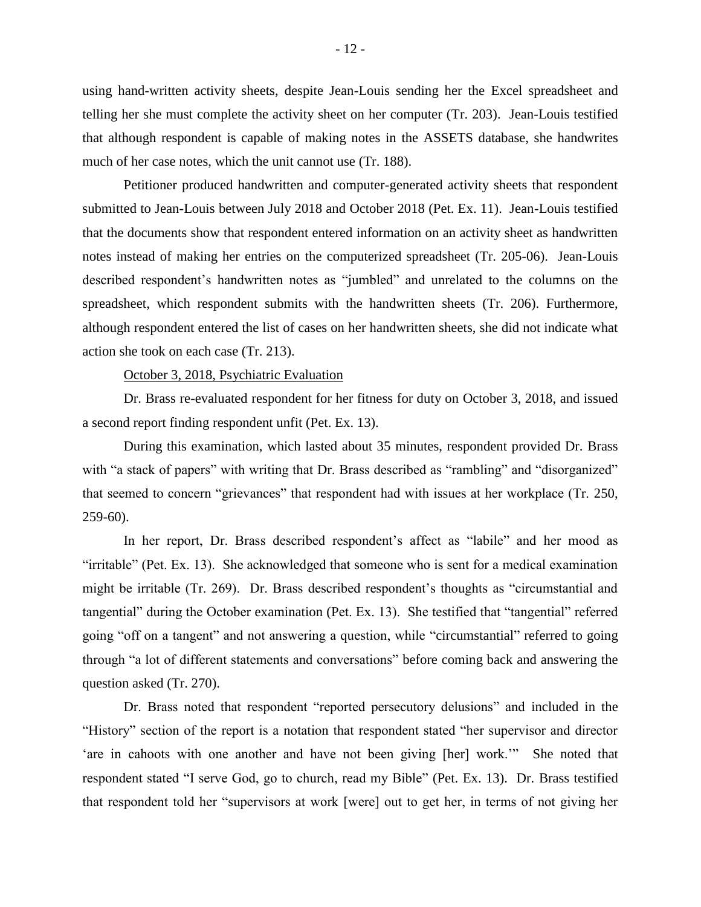using hand-written activity sheets, despite Jean-Louis sending her the Excel spreadsheet and telling her she must complete the activity sheet on her computer (Tr. 203). Jean-Louis testified that although respondent is capable of making notes in the ASSETS database, she handwrites much of her case notes, which the unit cannot use (Tr. 188).

Petitioner produced handwritten and computer-generated activity sheets that respondent submitted to Jean-Louis between July 2018 and October 2018 (Pet. Ex. 11). Jean-Louis testified that the documents show that respondent entered information on an activity sheet as handwritten notes instead of making her entries on the computerized spreadsheet (Tr. 205-06). Jean-Louis described respondent's handwritten notes as "jumbled" and unrelated to the columns on the spreadsheet, which respondent submits with the handwritten sheets (Tr. 206). Furthermore, although respondent entered the list of cases on her handwritten sheets, she did not indicate what action she took on each case (Tr. 213).

<u>October 3, 2018, Psychiatric Evaluation</u>

Dr. Brass re-evaluated respondent for her fitness for duty on October 3, 2018, and issued a second report finding respondent unfit (Pet. Ex. 13).

During this examination, which lasted about 35 minutes, respondent provided Dr. Brass with "a stack of papers" with writing that Dr. Brass described as "rambling" and "disorganized" that seemed to concern "grievances" that respondent had with issues at her workplace (Tr. 250, 259-60).

In her report, Dr. Brass described respondent's affect as "labile" and her mood as "irritable" (Pet. Ex. 13). She acknowledged that someone who is sent for a medical examination might be irritable (Tr. 269). Dr. Brass described respondent's thoughts as "circumstantial and tangential" during the October examination (Pet. Ex. 13). She testified that "tangential" referred going "off on a tangent" and not answering a question, while "circumstantial" referred to going through "a lot of different statements and conversations" before coming back and answering the question asked (Tr. 270).

Dr. Brass noted that respondent "reported persecutory delusions" and included in the "History" section of the report is a notation that respondent stated "her supervisor and director 'are in cahoots with one another and have not been giving [her] work.'" She noted that respondent stated "I serve God, go to church, read my Bible" (Pet. Ex. 13). Dr. Brass testified that respondent told her "supervisors at work [were] out to get her, in terms of not giving her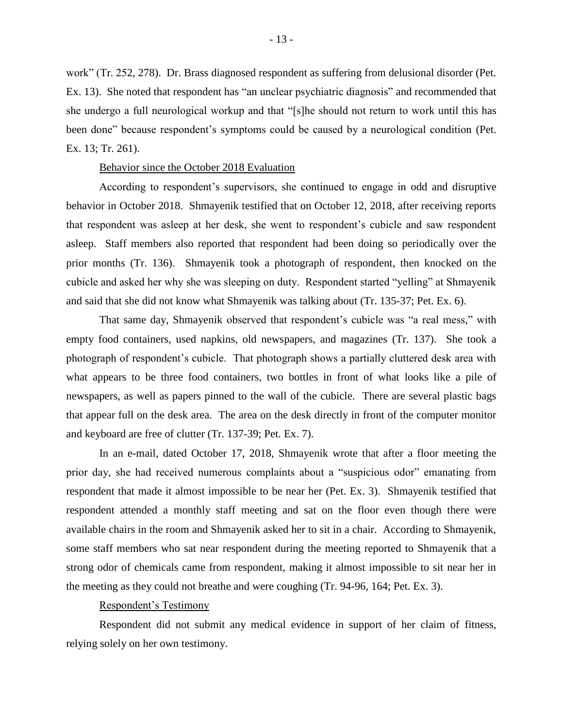work" (Tr. 252, 278). Dr. Brass diagnosed respondent as suffering from delusional disorder (Pet. Ex. 13). She noted that respondent has "an unclear psychiatric diagnosis" and recommended that she undergo a full neurological workup and that "[s]he should not return to work until this has been done" because respondent's symptoms could be caused by a neurological condition (Pet. Ex. 13; Tr. 261).

Behavior since the October 2018 Evaluation

According to respondent's supervisors, she continued to engage in odd and disruptive behavior in October 2018. Shmayenik testified that on October 12, 2018, after receiving reports that respondent was asleep at her desk, she went to respondent's cubicle and saw respondent asleep. Staff members also reported that respondent had been doing so periodically over the prior months (Tr. 136). Shmayenik took a photograph of respondent, then knocked on the cubicle and asked her why she was sleeping on duty. Respondent started "yelling" at Shmayenik and said that she did not know what Shmayenik was talking about (Tr. 135-37; Pet. Ex. 6).

That same day, Shmayenik observed that respondent's cubicle was "a real mess," with empty food containers, used napkins, old newspapers, and magazines (Tr. 137). She took a photograph of respondent's cubicle. That photograph shows a partially cluttered desk area with what appears to be three food containers, two bottles in front of what looks like a pile of newspapers, as well as papers pinned to the wall of the cubicle. There are several plastic bags that appear full on the desk area. The area on the desk directly in front of the computer monitor and keyboard are free of clutter (Tr. 137-39; Pet. Ex. 7).

In an e-mail, dated October 17, 2018, Shmayenik wrote that after a floor meeting the prior day, she had received numerous complaints about a "suspicious odor" emanating from respondent that made it almost impossible to be near her (Pet. Ex. 3). Shmayenik testified that respondent attended a monthly staff meeting and sat on the floor even though there were available chairs in the room and Shmayenik asked her to sit in a chair. According to Shmayenik, some staff members who sat near respondent during the meeting reported to Shmayenik that a strong odor of chemicals came from respondent, making it almost impossible to sit near her in the meeting as they could not breathe and were coughing (Tr. 94-96, 164; Pet. Ex. 3).

Respondent's Testimony

Respondent did not submit any medical evidence in support of her claim of fitness, relying solely on her own testimony.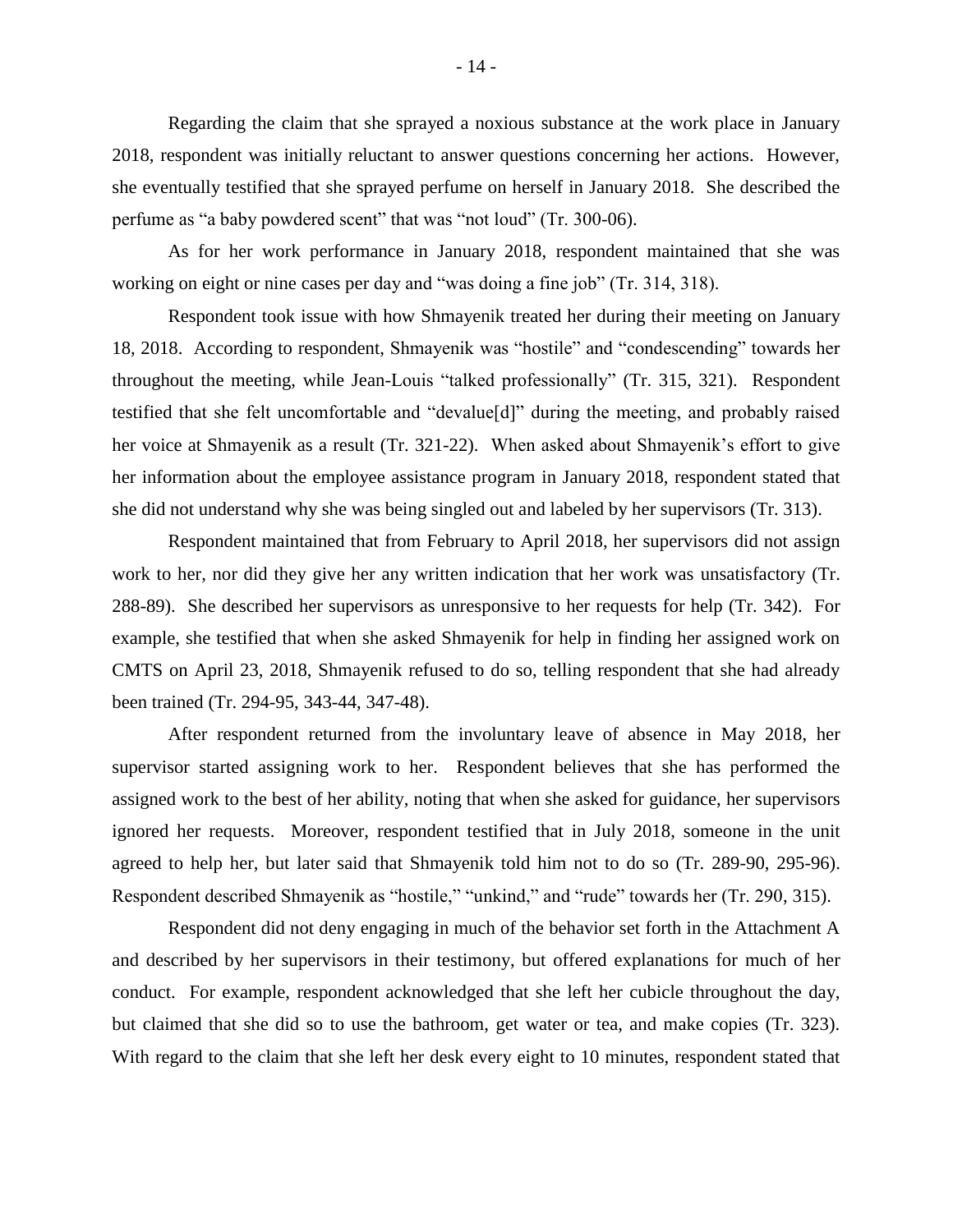Regarding the claim that she sprayed a noxious substance at the work place in January 2018, respondent was initially reluctant to answer questions concerning her actions. However, she eventually testified that she sprayed perfume on herself in January 2018. She described the perfume as "a baby powdered scent" that was "not loud" (Tr. 300-06).

As for her work performance in January 2018, respondent maintained that she was working on eight or nine cases per day and "was doing a fine job" (Tr. 314, 318).

Respondent took issue with how Shmayenik treated her during their meeting on January 18, 2018. According to respondent, Shmayenik was "hostile" and "condescending" towards her throughout the meeting, while Jean-Louis "talked professionally" (Tr. 315, 321). Respondent testified that she felt uncomfortable and "devalue[d]" during the meeting, and probably raised her voice at Shmayenik as a result (Tr. 321-22). When asked about Shmayenik's effort to give her information about the employee assistance program in January 2018, respondent stated that she did not understand why she was being singled out and labeled by her supervisors (Tr. 313).

Respondent maintained that from February to April 2018, her supervisors did not assign work to her, nor did they give her any written indication that her work was unsatisfactory (Tr. 288-89). She described her supervisors as unresponsive to her requests for help (Tr. 342). For example, she testified that when she asked Shmayenik for help in finding her assigned work on CMTS on April 23, 2018, Shmayenik refused to do so, telling respondent that she had already been trained (Tr. 294-95, 343-44, 347-48).

After respondent returned from the involuntary leave of absence in May 2018, her supervisor started assigning work to her. Respondent believes that she has performed the assigned work to the best of her ability, noting that when she asked for guidance, her supervisors ignored her requests. Moreover, respondent testified that in July 2018, someone in the unit agreed to help her, but later said that Shmayenik told him not to do so (Tr. 289-90, 295-96). Respondent described Shmayenik as "hostile," "unkind," and "rude" towards her (Tr. 290, 315).

Respondent did not deny engaging in much of the behavior set forth in the Attachment A and described by her supervisors in their testimony, but offered explanations for much of her conduct. For example, respondent acknowledged that she left her cubicle throughout the day, but claimed that she did so to use the bathroom, get water or tea, and make copies (Tr. 323). With regard to the claim that she left her desk every eight to 10 minutes, respondent stated that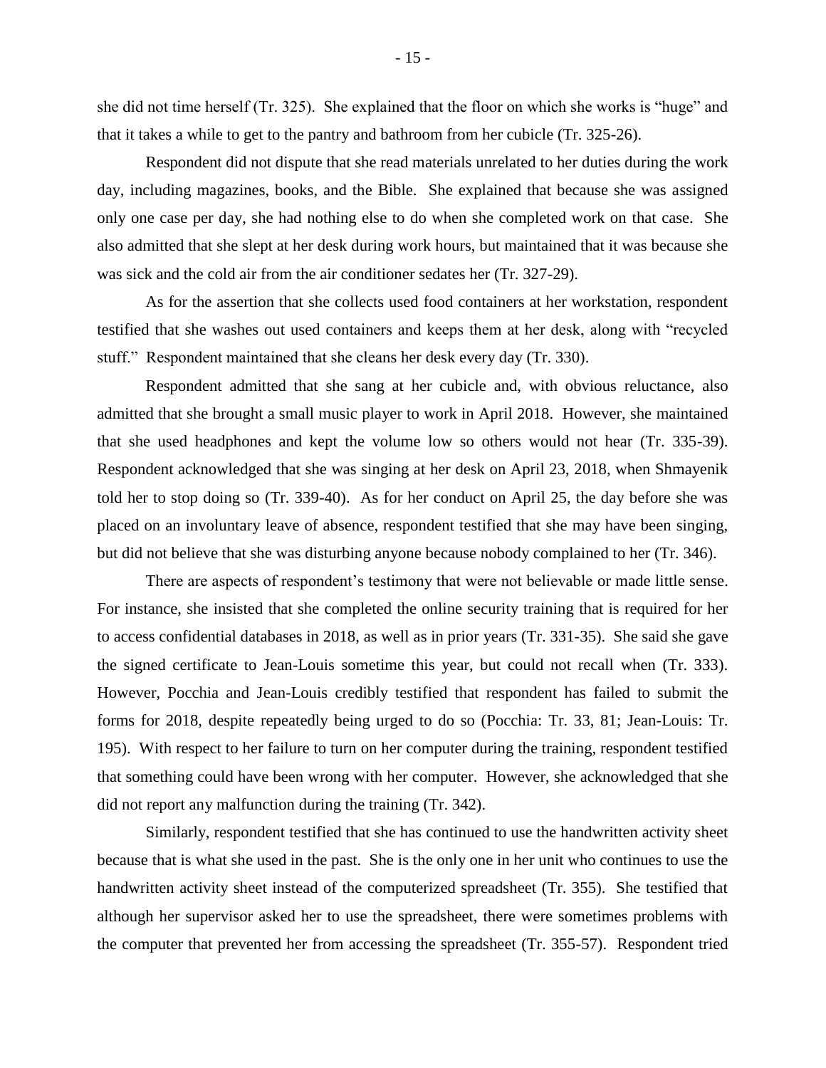she did not time herself (Tr. 325). She explained that the floor on which she works is "huge" and that it takes a while to get to the pantry and bathroom from her cubicle (Tr. 325-26).

Respondent did not dispute that she read materials unrelated to her duties during the work day, including magazines, books, and the Bible. She explained that because she was assigned only one case per day, she had nothing else to do when she completed work on that case. She also admitted that she slept at her desk during work hours, but maintained that it was because she was sick and the cold air from the air conditioner sedates her (Tr. 327-29).

As for the assertion that she collects used food containers at her workstation, respondent testified that she washes out used containers and keeps them at her desk, along with "recycled stuff." Respondent maintained that she cleans her desk every day (Tr. 330).

Respondent admitted that she sang at her cubicle and, with obvious reluctance, also admitted that she brought a small music player to work in April 2018. However, she maintained that she used headphones and kept the volume low so others would not hear (Tr. 335-39). Respondent acknowledged that she was singing at her desk on April 23, 2018, when Shmayenik told her to stop doing so (Tr. 339-40). As for her conduct on April 25, the day before she was placed on an involuntary leave of absence, respondent testified that she may have been singing, but did not believe that she was disturbing anyone because nobody complained to her (Tr. 346).

There are aspects of respondent's testimony that were not believable or made little sense. For instance, she insisted that she completed the online security training that is required for her to access confidential databases in 2018, as well as in prior years (Tr. 331-35). She said she gave the signed certificate to Jean-Louis sometime this year, but could not recall when (Tr. 333). However, Pocchia and Jean-Louis credibly testified that respondent has failed to submit the forms for 2018, despite repeatedly being urged to do so (Pocchia: Tr. 33, 81; Jean-Louis: Tr. 195). With respect to her failure to turn on her computer during the training, respondent testified that something could have been wrong with her computer. However, she acknowledged that she did not report any malfunction during the training (Tr. 342).

Similarly, respondent testified that she has continued to use the handwritten activity sheet because that is what she used in the past. She is the only one in her unit who continues to use the handwritten activity sheet instead of the computerized spreadsheet (Tr. 355). She testified that although her supervisor asked her to use the spreadsheet, there were sometimes problems with the computer that prevented her from accessing the spreadsheet (Tr. 355-57). Respondent tried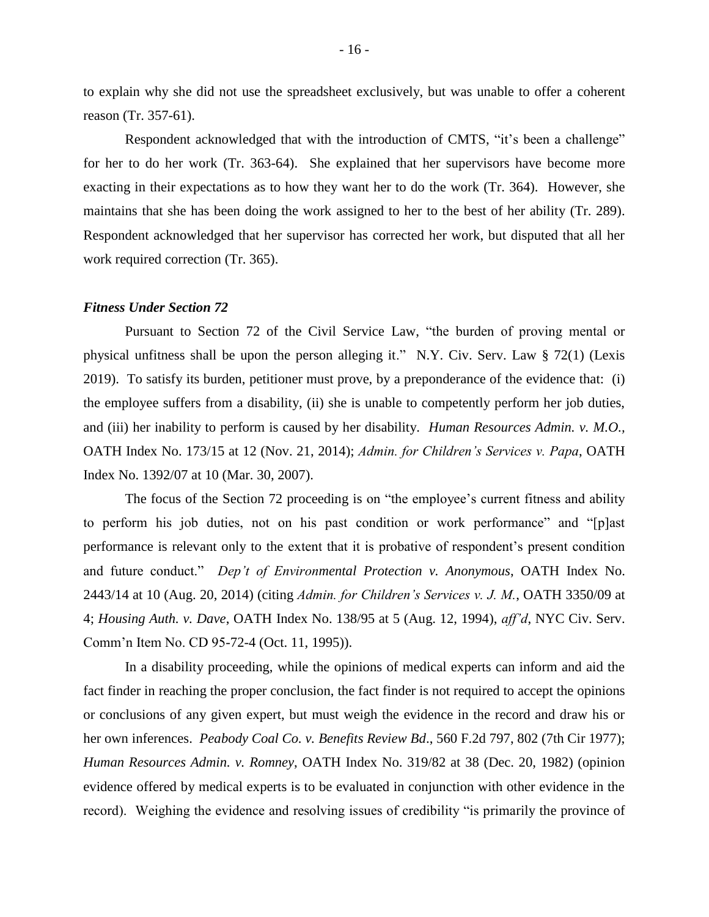to explain why she did not use the spreadsheet exclusively, but was unable to offer a coherent reason (Tr. 357-61).

Respondent acknowledged that with the introduction of CMTS, "it's been a challenge" for her to do her work (Tr. 363-64). She explained that her supervisors have become more exacting in their expectations as to how they want her to do the work (Tr. 364). However, she maintains that she has been doing the work assigned to her to the best of her ability (Tr. 289). Respondent acknowledged that her supervisor has corrected her work, but disputed that all her work required correction (Tr. 365).

### *Fitness Under Section 72*

Pursuant to Section 72 of the Civil Service Law, "the burden of proving mental or physical unfitness shall be upon the person alleging it." N.Y. Civ. Serv. Law § 72(1) (Lexis 2019). To satisfy its burden, petitioner must prove, by a preponderance of the evidence that: (i) the employee suffers from a disability, (ii) she is unable to competently perform her job duties, and (iii) her inability to perform is caused by her disability. *Human Resources Admin. v. M.O.*, OATH Index No. 173/15 at 12 (Nov. 21, 2014); *Admin. for Children's Services v. Papa*, OATH Index No. 1392/07 at 10 (Mar. 30, 2007).

The focus of the Section 72 proceeding is on "the employee's current fitness and ability to perform his job duties, not on his past condition or work performance" and "[p]ast performance is relevant only to the extent that it is probative of respondent's present condition and future conduct." *Dep't of Environmental Protection v. Anonymous*, OATH Index No. 2443/14 at 10 (Aug. 20, 2014) (citing *Admin. for Children's Services v. J. M.*, OATH 3350/09 at 4; *Housing Auth. v. Dave*, OATH Index No. 138/95 at 5 (Aug. 12, 1994), *aff'd*, NYC Civ. Serv. Comm'n Item No. CD 95-72-4 (Oct. 11, 1995)).

In a disability proceeding, while the opinions of medical experts can inform and aid the fact finder in reaching the proper conclusion, the fact finder is not required to accept the opinions or conclusions of any given expert, but must weigh the evidence in the record and draw his or her own inferences. *Peabody Coal Co. v. Benefits Review Bd*., 560 F.2d 797, 802 (7th Cir 1977); *Human Resources Admin. v. Romney*, OATH Index No. 319/82 at 38 (Dec. 20, 1982) (opinion evidence offered by medical experts is to be evaluated in conjunction with other evidence in the record). Weighing the evidence and resolving issues of credibility "is primarily the province of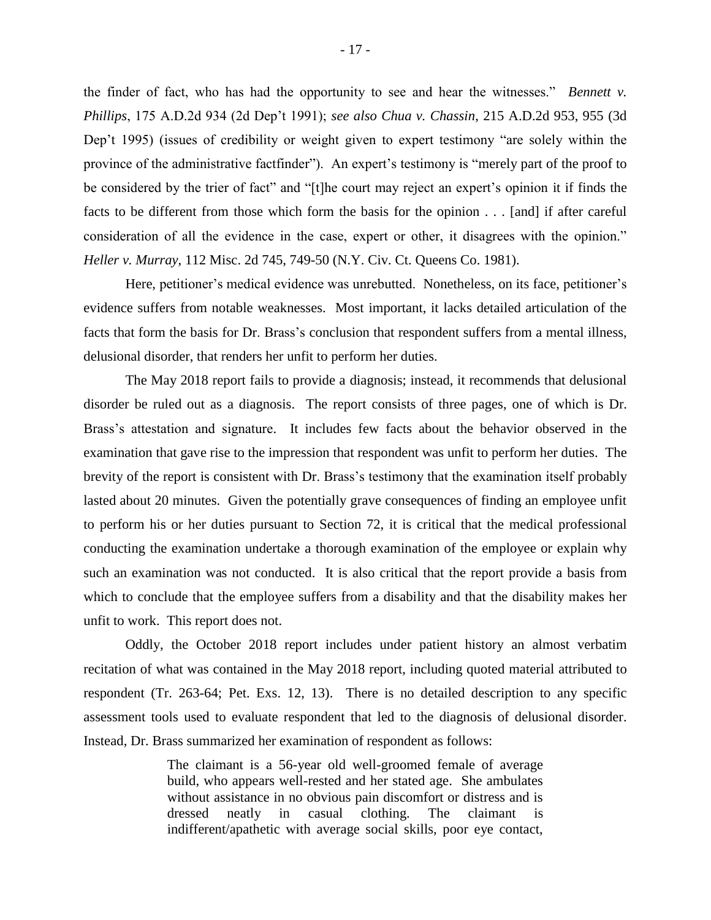the finder of fact, who has had the opportunity to see and hear the witnesses." *Bennett v. Phillips*, 175 A.D.2d 934 (2d Dep't 1991); *see also Chua v. Chassin*, 215 A.D.2d 953, 955 (3d Dep't 1995) (issues of credibility or weight given to expert testimony "are solely within the province of the administrative factfinder"). An expert's testimony is "merely part of the proof to be considered by the trier of fact" and "[t]he court may reject an expert's opinion it if finds the facts to be different from those which form the basis for the opinion . . . [and] if after careful consideration of all the evidence in the case, expert or other, it disagrees with the opinion." *Heller v. Murray*, 112 Misc. 2d 745, 749-50 (N.Y. Civ. Ct. Queens Co. 1981).

Here, petitioner's medical evidence was unrebutted. Nonetheless, on its face, petitioner's evidence suffers from notable weaknesses. Most important, it lacks detailed articulation of the facts that form the basis for Dr. Brass's conclusion that respondent suffers from a mental illness, delusional disorder, that renders her unfit to perform her duties.

The May 2018 report fails to provide a diagnosis; instead, it recommends that delusional disorder be ruled out as a diagnosis. The report consists of three pages, one of which is Dr. Brass's attestation and signature. It includes few facts about the behavior observed in the examination that gave rise to the impression that respondent was unfit to perform her duties. The brevity of the report is consistent with Dr. Brass's testimony that the examination itself probably lasted about 20 minutes. Given the potentially grave consequences of finding an employee unfit to perform his or her duties pursuant to Section 72, it is critical that the medical professional conducting the examination undertake a thorough examination of the employee or explain why such an examination was not conducted. It is also critical that the report provide a basis from which to conclude that the employee suffers from a disability and that the disability makes her unfit to work. This report does not.

Oddly, the October 2018 report includes under patient history an almost verbatim recitation of what was contained in the May 2018 report, including quoted material attributed to respondent (Tr. 263-64; Pet. Exs. 12, 13). There is no detailed description to any specific assessment tools used to evaluate respondent that led to the diagnosis of delusional disorder. Instead, Dr. Brass summarized her examination of respondent as follows:

> The claimant is a 56-year old well-groomed female of average build, who appears well-rested and her stated age. She ambulates without assistance in no obvious pain discomfort or distress and is dressed neatly in casual clothing. The claimant is indifferent/apathetic with average social skills, poor eye contact,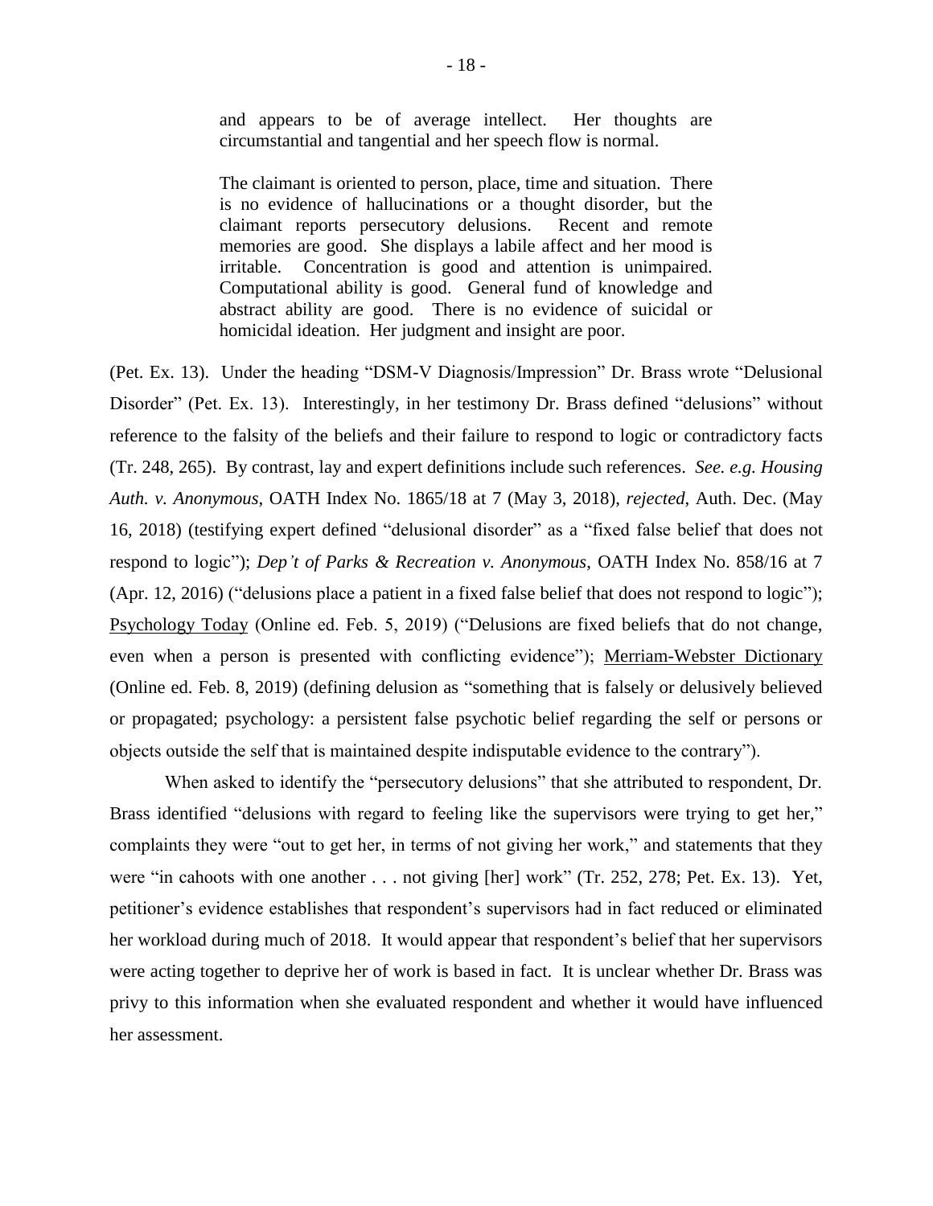> and appears to be of average intellect. Her thoughts are circumstantial and tangential and her speech flow is normal.
>
> The claimant is oriented to person, place, time and situation. There is no evidence of hallucinations or a thought disorder, but the claimant reports persecutory delusions. Recent and remote memories are good. She displays a labile affect and her mood is irritable. Concentration is good and attention is unimpaired. Computational ability is good. General fund of knowledge and abstract ability are good. There is no evidence of suicidal or homicidal ideation. Her judgment and insight are poor.

(Pet. Ex. 13). Under the heading "DSM-V Diagnosis/Impression" Dr. Brass wrote "Delusional Disorder" (Pet. Ex. 13). Interestingly, in her testimony Dr. Brass defined "delusions" without reference to the falsity of the beliefs and their failure to respond to logic or contradictory facts (Tr. 248, 265). By contrast, lay and expert definitions include such references. *See. e.g. Housing Auth. v. Anonymous*, OATH Index No. 1865/18 at 7 (May 3, 2018), *rejected*, Auth. Dec. (May 16, 2018) (testifying expert defined "delusional disorder" as a "fixed false belief that does not respond to logic"); *Dep't of Parks & Recreation v. Anonymous*, OATH Index No. 858/16 at 7 (Apr. 12, 2016) ("delusions place a patient in a fixed false belief that does not respond to logic"); Psychology Today (Online ed. Feb. 5, 2019) ("Delusions are fixed beliefs that do not change, even when a person is presented with conflicting evidence"); Merriam-Webster Dictionary (Online ed. Feb. 8, 2019) (defining delusion as "something that is falsely or delusively believed or propagated; psychology: a persistent false psychotic belief regarding the self or persons or objects outside the self that is maintained despite indisputable evidence to the contrary").

When asked to identify the "persecutory delusions" that she attributed to respondent, Dr. Brass identified "delusions with regard to feeling like the supervisors were trying to get her," complaints they were "out to get her, in terms of not giving her work," and statements that they were "in cahoots with one another . . . not giving [her] work" (Tr. 252, 278; Pet. Ex. 13). Yet, petitioner's evidence establishes that respondent's supervisors had in fact reduced or eliminated her workload during much of 2018. It would appear that respondent's belief that her supervisors were acting together to deprive her of work is based in fact. It is unclear whether Dr. Brass was privy to this information when she evaluated respondent and whether it would have influenced her assessment.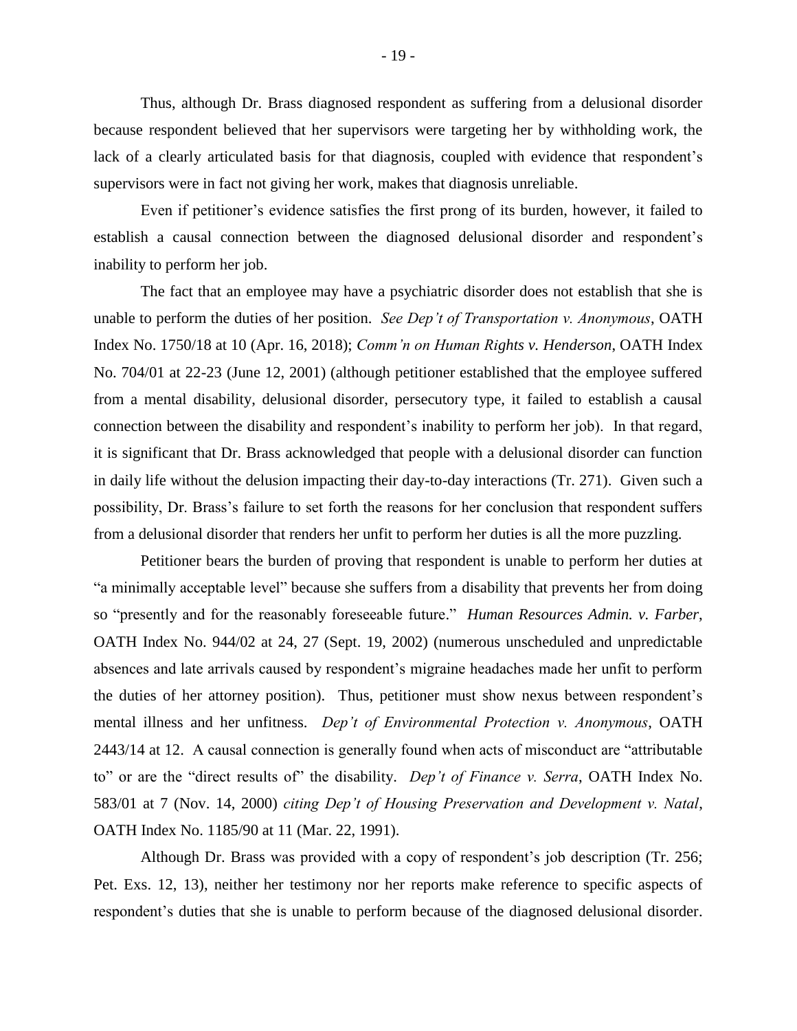Thus, although Dr. Brass diagnosed respondent as suffering from a delusional disorder because respondent believed that her supervisors were targeting her by withholding work, the lack of a clearly articulated basis for that diagnosis, coupled with evidence that respondent's supervisors were in fact not giving her work, makes that diagnosis unreliable.

Even if petitioner's evidence satisfies the first prong of its burden, however, it failed to establish a causal connection between the diagnosed delusional disorder and respondent's inability to perform her job.

The fact that an employee may have a psychiatric disorder does not establish that she is unable to perform the duties of her position. *See Dep't of Transportation v. Anonymous*, OATH Index No. 1750/18 at 10 (Apr. 16, 2018); *Comm'n on Human Rights v. Henderson*, OATH Index No. 704/01 at 22-23 (June 12, 2001) (although petitioner established that the employee suffered from a mental disability, delusional disorder, persecutory type, it failed to establish a causal connection between the disability and respondent's inability to perform her job). In that regard, it is significant that Dr. Brass acknowledged that people with a delusional disorder can function in daily life without the delusion impacting their day-to-day interactions (Tr. 271). Given such a possibility, Dr. Brass's failure to set forth the reasons for her conclusion that respondent suffers from a delusional disorder that renders her unfit to perform her duties is all the more puzzling.

Petitioner bears the burden of proving that respondent is unable to perform her duties at "a minimally acceptable level" because she suffers from a disability that prevents her from doing so "presently and for the reasonably foreseeable future." *Human Resources Admin. v. Farber*, OATH Index No. 944/02 at 24, 27 (Sept. 19, 2002) (numerous unscheduled and unpredictable absences and late arrivals caused by respondent's migraine headaches made her unfit to perform the duties of her attorney position). Thus, petitioner must show nexus between respondent's mental illness and her unfitness. *Dep't of Environmental Protection v. Anonymous*, OATH 2443/14 at 12. A causal connection is generally found when acts of misconduct are "attributable to" or are the "direct results of" the disability. *Dep't of Finance v. Serra*, OATH Index No. 583/01 at 7 (Nov. 14, 2000) *citing Dep't of Housing Preservation and Development v. Natal*, OATH Index No. 1185/90 at 11 (Mar. 22, 1991).

Although Dr. Brass was provided with a copy of respondent's job description (Tr. 256; Pet. Exs. 12, 13), neither her testimony nor her reports make reference to specific aspects of respondent's duties that she is unable to perform because of the diagnosed delusional disorder.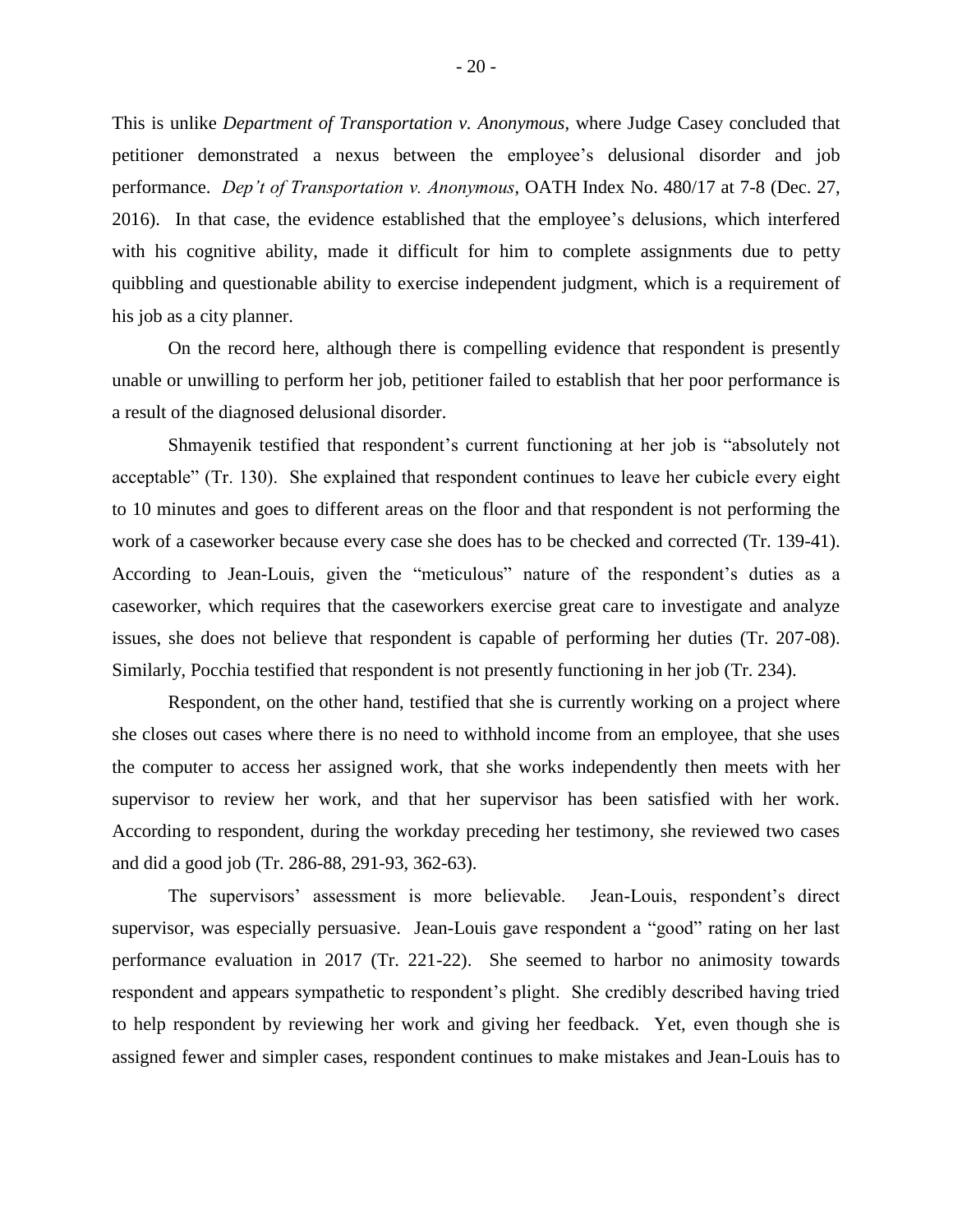This is unlike *Department of Transportation v. Anonymous*, where Judge Casey concluded that petitioner demonstrated a nexus between the employee's delusional disorder and job performance. *Dep't of Transportation v. Anonymous*, OATH Index No. 480/17 at 7-8 (Dec. 27, 2016). In that case, the evidence established that the employee's delusions, which interfered with his cognitive ability, made it difficult for him to complete assignments due to petty quibbling and questionable ability to exercise independent judgment, which is a requirement of his job as a city planner.

On the record here, although there is compelling evidence that respondent is presently unable or unwilling to perform her job, petitioner failed to establish that her poor performance is a result of the diagnosed delusional disorder.

Shmayenik testified that respondent's current functioning at her job is "absolutely not acceptable" (Tr. 130). She explained that respondent continues to leave her cubicle every eight to 10 minutes and goes to different areas on the floor and that respondent is not performing the work of a caseworker because every case she does has to be checked and corrected (Tr. 139-41). According to Jean-Louis, given the "meticulous" nature of the respondent's duties as a caseworker, which requires that the caseworkers exercise great care to investigate and analyze issues, she does not believe that respondent is capable of performing her duties (Tr. 207-08). Similarly, Pocchia testified that respondent is not presently functioning in her job (Tr. 234).

Respondent, on the other hand, testified that she is currently working on a project where she closes out cases where there is no need to withhold income from an employee, that she uses the computer to access her assigned work, that she works independently then meets with her supervisor to review her work, and that her supervisor has been satisfied with her work. According to respondent, during the workday preceding her testimony, she reviewed two cases and did a good job (Tr. 286-88, 291-93, 362-63).

The supervisors' assessment is more believable. Jean-Louis, respondent's direct supervisor, was especially persuasive. Jean-Louis gave respondent a "good" rating on her last performance evaluation in 2017 (Tr. 221-22). She seemed to harbor no animosity towards respondent and appears sympathetic to respondent's plight. She credibly described having tried to help respondent by reviewing her work and giving her feedback. Yet, even though she is assigned fewer and simpler cases, respondent continues to make mistakes and Jean-Louis has to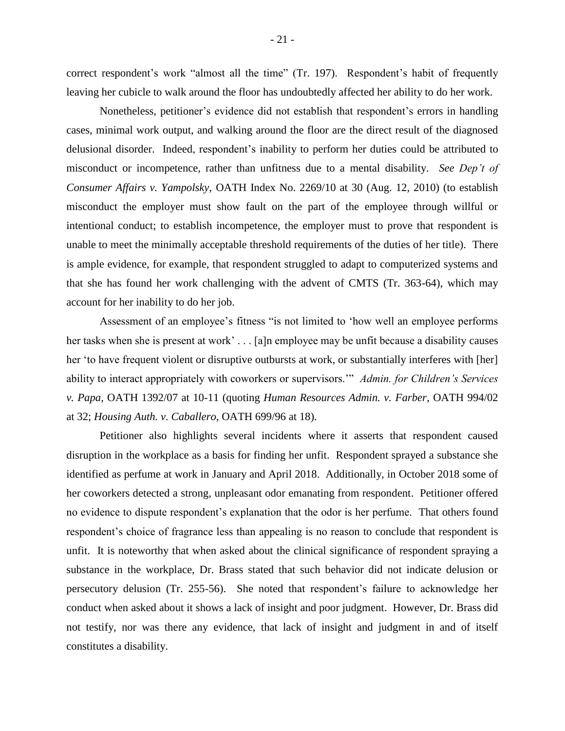correct respondent's work "almost all the time" (Tr. 197). Respondent's habit of frequently leaving her cubicle to walk around the floor has undoubtedly affected her ability to do her work.

Nonetheless, petitioner's evidence did not establish that respondent's errors in handling cases, minimal work output, and walking around the floor are the direct result of the diagnosed delusional disorder. Indeed, respondent's inability to perform her duties could be attributed to misconduct or incompetence, rather than unfitness due to a mental disability. *See Dep't of Consumer Affairs v. Yampolsky*, OATH Index No. 2269/10 at 30 (Aug. 12, 2010) (to establish misconduct the employer must show fault on the part of the employee through willful or intentional conduct; to establish incompetence, the employer must to prove that respondent is unable to meet the minimally acceptable threshold requirements of the duties of her title). There is ample evidence, for example, that respondent struggled to adapt to computerized systems and that she has found her work challenging with the advent of CMTS (Tr. 363-64), which may account for her inability to do her job.

Assessment of an employee's fitness "is not limited to 'how well an employee performs her tasks when she is present at work' . . . [a]n employee may be unfit because a disability causes her 'to have frequent violent or disruptive outbursts at work, or substantially interferes with [her] ability to interact appropriately with coworkers or supervisors.'" *Admin. for Children's Services v. Papa*, OATH 1392/07 at 10-11 (quoting *Human Resources Admin. v. Farber*, OATH 994/02 at 32; *Housing Auth. v. Caballero*, OATH 699/96 at 18).

Petitioner also highlights several incidents where it asserts that respondent caused disruption in the workplace as a basis for finding her unfit. Respondent sprayed a substance she identified as perfume at work in January and April 2018. Additionally, in October 2018 some of her coworkers detected a strong, unpleasant odor emanating from respondent. Petitioner offered no evidence to dispute respondent's explanation that the odor is her perfume. That others found respondent's choice of fragrance less than appealing is no reason to conclude that respondent is unfit. It is noteworthy that when asked about the clinical significance of respondent spraying a substance in the workplace, Dr. Brass stated that such behavior did not indicate delusion or persecutory delusion (Tr. 255-56). She noted that respondent's failure to acknowledge her conduct when asked about it shows a lack of insight and poor judgment. However, Dr. Brass did not testify, nor was there any evidence, that lack of insight and judgment in and of itself constitutes a disability.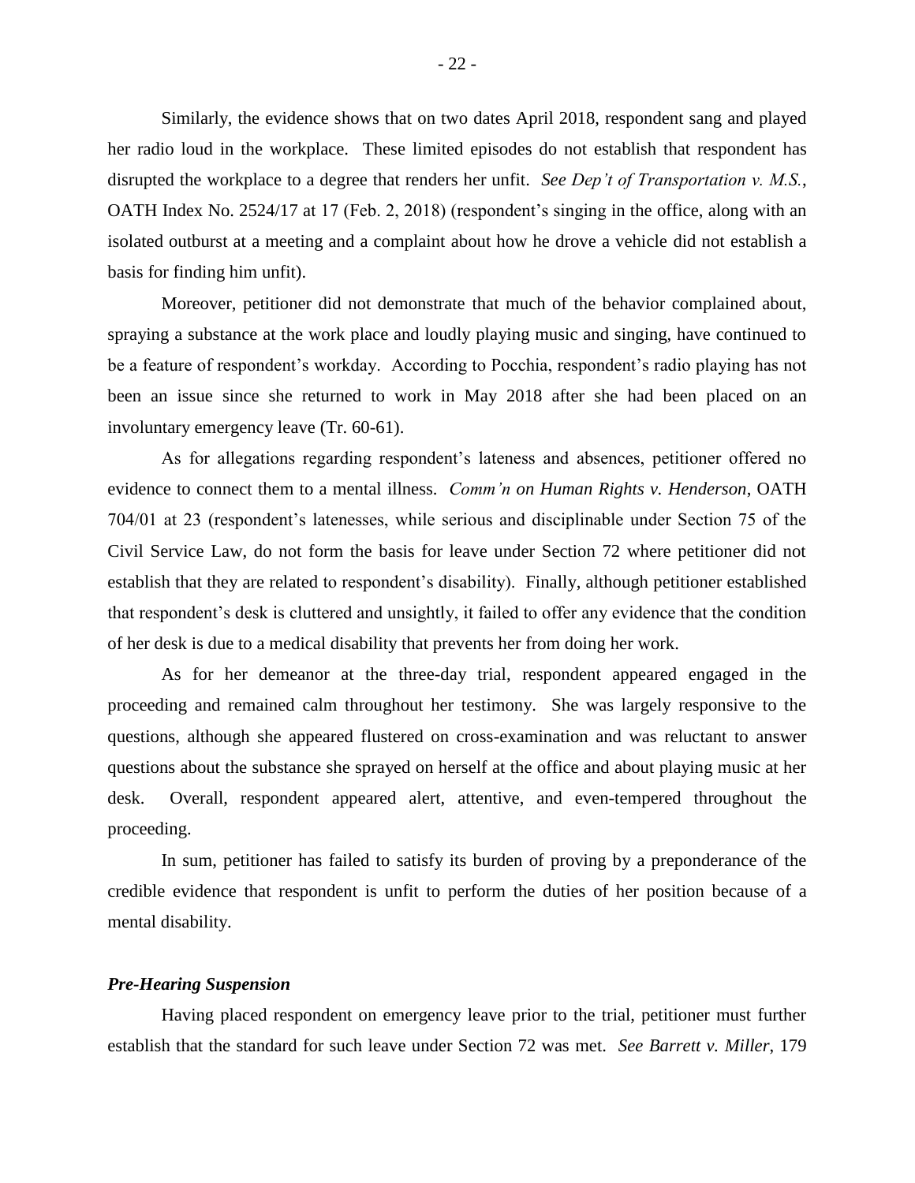Similarly, the evidence shows that on two dates April 2018, respondent sang and played her radio loud in the workplace. These limited episodes do not establish that respondent has disrupted the workplace to a degree that renders her unfit. *See Dep't of Transportation v. M.S.*, OATH Index No. 2524/17 at 17 (Feb. 2, 2018) (respondent's singing in the office, along with an isolated outburst at a meeting and a complaint about how he drove a vehicle did not establish a basis for finding him unfit).

Moreover, petitioner did not demonstrate that much of the behavior complained about, spraying a substance at the work place and loudly playing music and singing, have continued to be a feature of respondent's workday. According to Pocchia, respondent's radio playing has not been an issue since she returned to work in May 2018 after she had been placed on an involuntary emergency leave (Tr. 60-61).

As for allegations regarding respondent's lateness and absences, petitioner offered no evidence to connect them to a mental illness. *Comm'n on Human Rights v. Henderson*, OATH 704/01 at 23 (respondent's latenesses, while serious and disciplinable under Section 75 of the Civil Service Law, do not form the basis for leave under Section 72 where petitioner did not establish that they are related to respondent's disability). Finally, although petitioner established that respondent's desk is cluttered and unsightly, it failed to offer any evidence that the condition of her desk is due to a medical disability that prevents her from doing her work.

As for her demeanor at the three-day trial, respondent appeared engaged in the proceeding and remained calm throughout her testimony. She was largely responsive to the questions, although she appeared flustered on cross-examination and was reluctant to answer questions about the substance she sprayed on herself at the office and about playing music at her desk. Overall, respondent appeared alert, attentive, and even-tempered throughout the proceeding.

In sum, petitioner has failed to satisfy its burden of proving by a preponderance of the credible evidence that respondent is unfit to perform the duties of her position because of a mental disability.

### *Pre-Hearing Suspension*

Having placed respondent on emergency leave prior to the trial, petitioner must further establish that the standard for such leave under Section 72 was met. *See Barrett v. Miller*, 179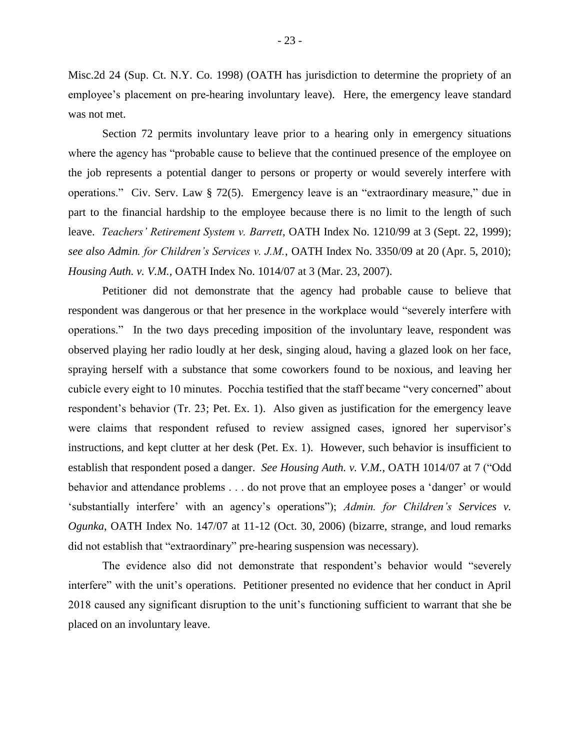Misc.2d 24 (Sup. Ct. N.Y. Co. 1998) (OATH has jurisdiction to determine the propriety of an employee's placement on pre-hearing involuntary leave). Here, the emergency leave standard was not met.

Section 72 permits involuntary leave prior to a hearing only in emergency situations where the agency has "probable cause to believe that the continued presence of the employee on the job represents a potential danger to persons or property or would severely interfere with operations." Civ. Serv. Law § 72(5). Emergency leave is an "extraordinary measure," due in part to the financial hardship to the employee because there is no limit to the length of such leave. *Teachers' Retirement System v. Barrett*, OATH Index No. 1210/99 at 3 (Sept. 22, 1999); *see also Admin. for Children's Services v. J.M.*, OATH Index No. 3350/09 at 20 (Apr. 5, 2010); *Housing Auth. v. V.M.*, OATH Index No. 1014/07 at 3 (Mar. 23, 2007).

Petitioner did not demonstrate that the agency had probable cause to believe that respondent was dangerous or that her presence in the workplace would "severely interfere with operations." In the two days preceding imposition of the involuntary leave, respondent was observed playing her radio loudly at her desk, singing aloud, having a glazed look on her face, spraying herself with a substance that some coworkers found to be noxious, and leaving her cubicle every eight to 10 minutes. Pocchia testified that the staff became "very concerned" about respondent's behavior (Tr. 23; Pet. Ex. 1). Also given as justification for the emergency leave were claims that respondent refused to review assigned cases, ignored her supervisor's instructions, and kept clutter at her desk (Pet. Ex. 1). However, such behavior is insufficient to establish that respondent posed a danger. *See Housing Auth. v. V.M.*, OATH 1014/07 at 7 ("Odd behavior and attendance problems . . . do not prove that an employee poses a 'danger' or would 'substantially interfere' with an agency's operations"); *Admin. for Children's Services v. Ogunka*, OATH Index No. 147/07 at 11-12 (Oct. 30, 2006) (bizarre, strange, and loud remarks did not establish that "extraordinary" pre-hearing suspension was necessary).

The evidence also did not demonstrate that respondent's behavior would "severely interfere" with the unit's operations. Petitioner presented no evidence that her conduct in April 2018 caused any significant disruption to the unit's functioning sufficient to warrant that she be placed on an involuntary leave.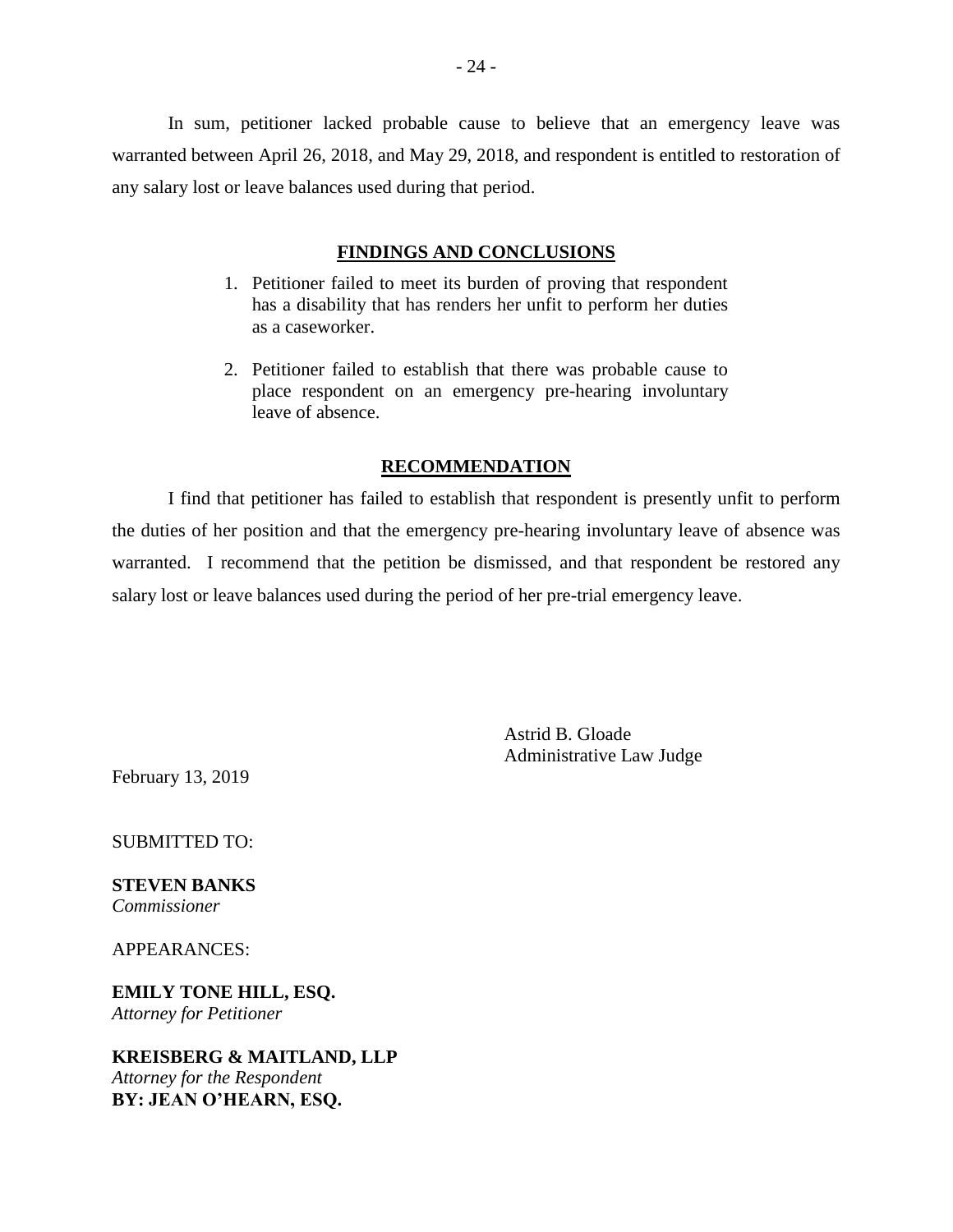In sum, petitioner lacked probable cause to believe that an emergency leave was warranted between April 26, 2018, and May 29, 2018, and respondent is entitled to restoration of any salary lost or leave balances used during that period.

## FINDINGS AND CONCLUSIONS

1. Petitioner failed to meet its burden of proving that respondent has a disability that has renders her unfit to perform her duties as a caseworker.

2. Petitioner failed to establish that there was probable cause to place respondent on an emergency pre-hearing involuntary leave of absence.

## RECOMMENDATION

I find that petitioner has failed to establish that respondent is presently unfit to perform the duties of her position and that the emergency pre-hearing involuntary leave of absence was warranted. I recommend that the petition be dismissed, and that respondent be restored any salary lost or leave balances used during the period of her pre-trial emergency leave.

Astrid B. Gloade
Administrative Law Judge

February 13, 2019

SUBMITTED TO:

**STEVEN BANKS**
*Commissioner*

APPEARANCES:

**EMILY TONE HILL, ESQ.**
*Attorney for Petitioner*

**KREISBERG & MAITLAND, LLP**
*Attorney for the Respondent*
**BY: JEAN O'HEARN, ESQ.**